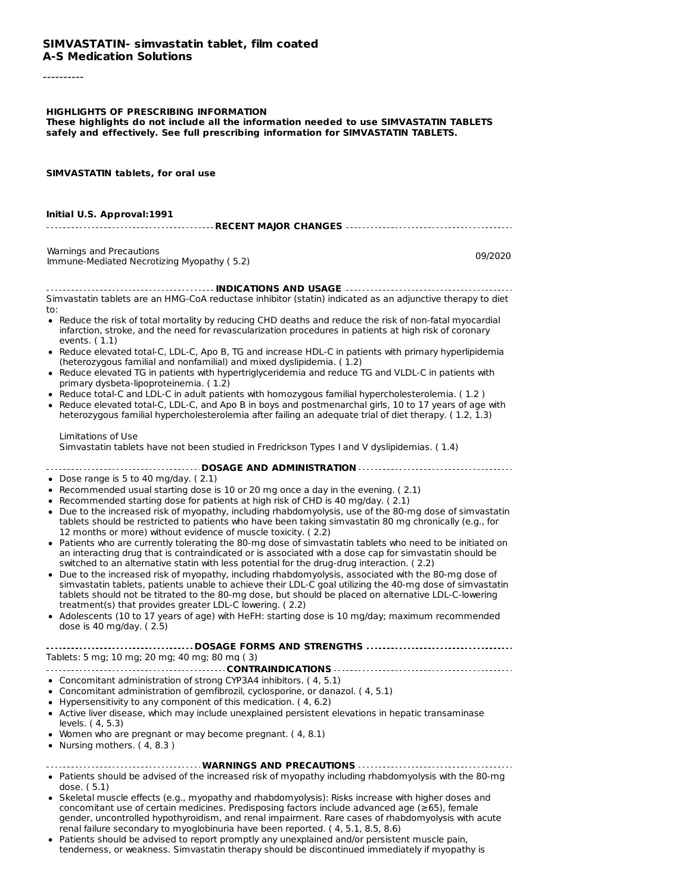**SIMVASTATIN- simvastatin tablet, film coated**
**A-S Medication Solutions**

----------

**HIGHLIGHTS OF PRESCRIBING INFORMATION**
**These highlights do not include all the information needed to use SIMVASTATIN TABLETS safely and effectively. See full prescribing information for SIMVASTATIN TABLETS.**

**SIMVASTATIN tablets, for oral use**

**Initial U.S. Approval:1991**

**RECENT MAJOR CHANGES**

| | |
|---|---|
| Warnings and Precautions<br>Immune-Mediated Necrotizing Myopathy ( 5.2) | 09/2020 |

**INDICATIONS AND USAGE**

Simvastatin tablets are an HMG-CoA reductase inhibitor (statin) indicated as an adjunctive therapy to diet to:

- Reduce the risk of total mortality by reducing CHD deaths and reduce the risk of non-fatal myocardial infarction, stroke, and the need for revascularization procedures in patients at high risk of coronary events. ( 1.1)
- Reduce elevated total-C, LDL-C, Apo B, TG and increase HDL-C in patients with primary hyperlipidemia (heterozygous familial and nonfamilial) and mixed dyslipidemia. ( 1.2)
- Reduce elevated TG in patients with hypertriglyceridemia and reduce TG and VLDL-C in patients with primary dysbeta-lipoproteinemia. ( 1.2)
- Reduce total-C and LDL-C in adult patients with homozygous familial hypercholesterolemia. ( 1.2 )
- Reduce elevated total-C, LDL-C, and Apo B in boys and postmenarchal girls, 10 to 17 years of age with heterozygous familial hypercholesterolemia after failing an adequate trial of diet therapy. ( 1.2, 1.3)

Limitations of Use
Simvastatin tablets have not been studied in Fredrickson Types I and V dyslipidemias. ( 1.4)

**DOSAGE AND ADMINISTRATION**

- Dose range is 5 to 40 mg/day. ( 2.1)
- Recommended usual starting dose is 10 or 20 mg once a day in the evening. ( 2.1)
- Recommended starting dose for patients at high risk of CHD is 40 mg/day. ( 2.1)
- Due to the increased risk of myopathy, including rhabdomyolysis, use of the 80-mg dose of simvastatin tablets should be restricted to patients who have been taking simvastatin 80 mg chronically (e.g., for 12 months or more) without evidence of muscle toxicity. ( 2.2)
- Patients who are currently tolerating the 80-mg dose of simvastatin tablets who need to be initiated on an interacting drug that is contraindicated or is associated with a dose cap for simvastatin should be switched to an alternative statin with less potential for the drug-drug interaction. ( 2.2)
- Due to the increased risk of myopathy, including rhabdomyolysis, associated with the 80-mg dose of simvastatin tablets, patients unable to achieve their LDL-C goal utilizing the 40-mg dose of simvastatin tablets should not be titrated to the 80-mg dose, but should be placed on alternative LDL-C-lowering treatment(s) that provides greater LDL-C lowering. ( 2.2)
- Adolescents (10 to 17 years of age) with HeFH: starting dose is 10 mg/day; maximum recommended dose is 40 mg/day. ( 2.5)

**DOSAGE FORMS AND STRENGTHS**

Tablets: 5 mg; 10 mg; 20 mg; 40 mg; 80 mg ( 3)

**CONTRAINDICATIONS**

- Concomitant administration of strong CYP3A4 inhibitors. ( 4, 5.1)
- Concomitant administration of gemfibrozil, cyclosporine, or danazol. ( 4, 5.1)
- Hypersensitivity to any component of this medication. ( 4, 6.2)
- Active liver disease, which may include unexplained persistent elevations in hepatic transaminase levels. ( 4, 5.3)
- Women who are pregnant or may become pregnant. ( 4, 8.1)
- Nursing mothers. ( 4, 8.3 )

**WARNINGS AND PRECAUTIONS**

- Patients should be advised of the increased risk of myopathy including rhabdomyolysis with the 80-mg dose. ( 5.1)
- Skeletal muscle effects (e.g., myopathy and rhabdomyolysis): Risks increase with higher doses and concomitant use of certain medicines. Predisposing factors include advanced age (≥65), female gender, uncontrolled hypothyroidism, and renal impairment. Rare cases of rhabdomyolysis with acute renal failure secondary to myoglobinuria have been reported. ( 4, 5.1, 8.5, 8.6)
- Patients should be advised to report promptly any unexplained and/or persistent muscle pain, tenderness, or weakness. Simvastatin therapy should be discontinued immediately if myopathy is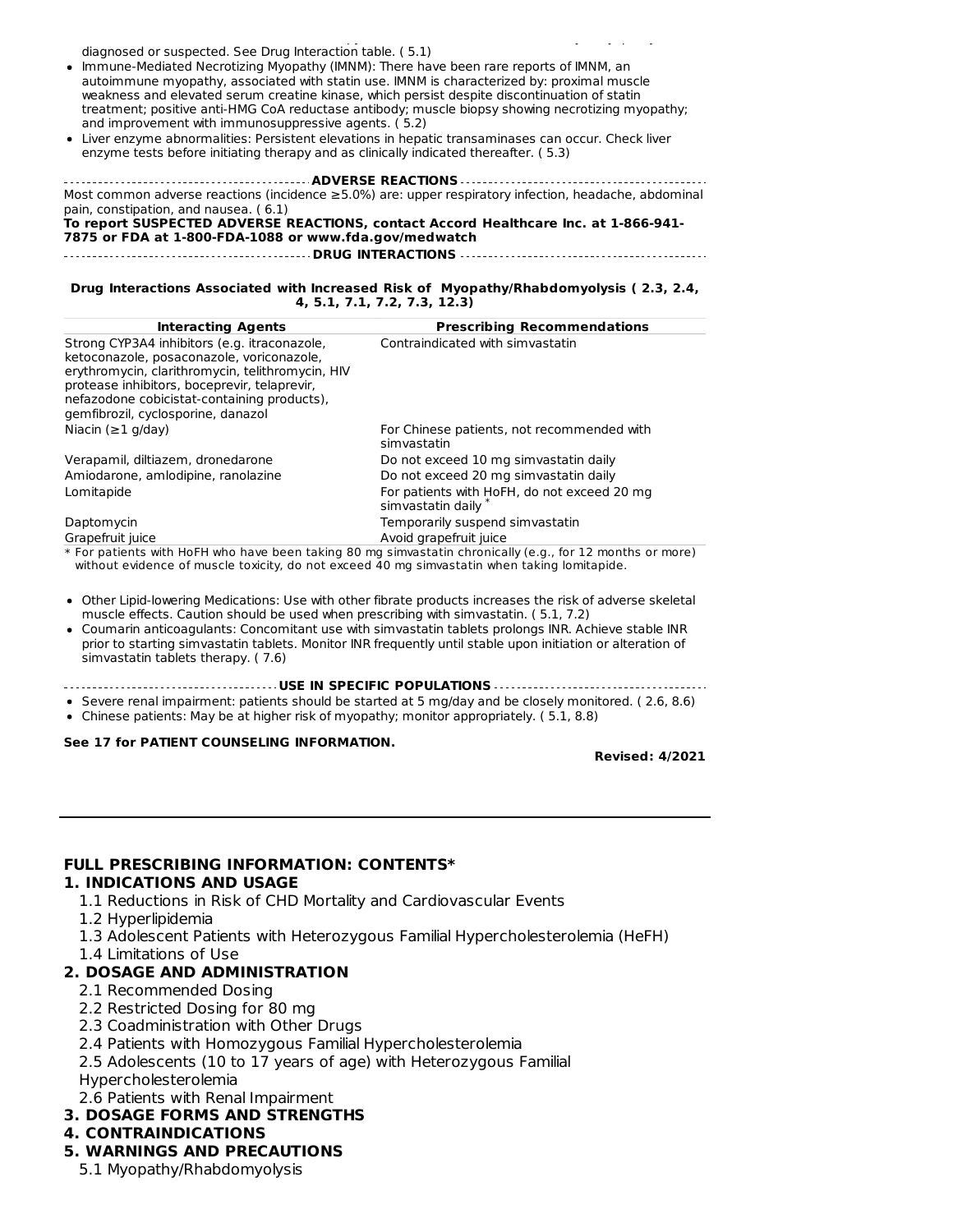diagnosed or suspected. See Drug Interaction table. ( 5.1)

- Immune-Mediated Necrotizing Myopathy (IMNM): There have been rare reports of IMNM, an autoimmune myopathy, associated with statin use. IMNM is characterized by: proximal muscle weakness and elevated serum creatine kinase, which persist despite discontinuation of statin treatment; positive anti-HMG CoA reductase antibody; muscle biopsy showing necrotizing myopathy; and improvement with immunosuppressive agents. ( 5.2)
- Liver enzyme abnormalities: Persistent elevations in hepatic transaminases can occur. Check liver enzyme tests before initiating therapy and as clinically indicated thereafter. ( 5.3)

**ADVERSE REACTIONS**

Most common adverse reactions (incidence ≥5.0%) are: upper respiratory infection, headache, abdominal pain, constipation, and nausea. ( 6.1)

**To report SUSPECTED ADVERSE REACTIONS, contact Accord Healthcare Inc. at 1-866-941-7875 or FDA at 1-800-FDA-1088 or www.fda.gov/medwatch**

**DRUG INTERACTIONS**

**Drug Interactions Associated with Increased Risk of Myopathy/Rhabdomyolysis ( 2.3, 2.4, 4, 5.1, 7.1, 7.2, 7.3, 12.3)**

| Interacting Agents | Prescribing Recommendations |
|---|---|
| Strong CYP3A4 inhibitors (e.g. itraconazole, ketoconazole, posaconazole, voriconazole, erythromycin, clarithromycin, telithromycin, HIV protease inhibitors, boceprevir, telaprevir, nefazodone cobicistat-containing products), gemfibrozil, cyclosporine, danazol | Contraindicated with simvastatin |
| Niacin (≥1 g/day) | For Chinese patients, not recommended with simvastatin |
| Verapamil, diltiazem, dronedarone | Do not exceed 10 mg simvastatin daily |
| Amiodarone, amlodipine, ranolazine | Do not exceed 20 mg simvastatin daily |
| Lomitapide | For patients with HoFH, do not exceed 20 mg simvastatin daily * |
| Daptomycin | Temporarily suspend simvastatin |
| Grapefruit juice | Avoid grapefruit juice |

* For patients with HoFH who have been taking 80 mg simvastatin chronically (e.g., for 12 months or more) without evidence of muscle toxicity, do not exceed 40 mg simvastatin when taking lomitapide.

- Other Lipid-lowering Medications: Use with other fibrate products increases the risk of adverse skeletal muscle effects. Caution should be used when prescribing with simvastatin. ( 5.1, 7.2)
- Coumarin anticoagulants: Concomitant use with simvastatin tablets prolongs INR. Achieve stable INR prior to starting simvastatin tablets. Monitor INR frequently until stable upon initiation or alteration of simvastatin tablets therapy. ( 7.6)

**USE IN SPECIFIC POPULATIONS**

- Severe renal impairment: patients should be started at 5 mg/day and be closely monitored. ( 2.6, 8.6)
- Chinese patients: May be at higher risk of myopathy; monitor appropriately. ( 5.1, 8.8)

**See 17 for PATIENT COUNSELING INFORMATION.**

**Revised: 4/2021**

---

## FULL PRESCRIBING INFORMATION: CONTENTS*

**1. INDICATIONS AND USAGE**

1.1 Reductions in Risk of CHD Mortality and Cardiovascular Events
1.2 Hyperlipidemia
1.3 Adolescent Patients with Heterozygous Familial Hypercholesterolemia (HeFH)
1.4 Limitations of Use

**2. DOSAGE AND ADMINISTRATION**

2.1 Recommended Dosing
2.2 Restricted Dosing for 80 mg
2.3 Coadministration with Other Drugs
2.4 Patients with Homozygous Familial Hypercholesterolemia
2.5 Adolescents (10 to 17 years of age) with Heterozygous Familial Hypercholesterolemia
2.6 Patients with Renal Impairment

**3. DOSAGE FORMS AND STRENGTHS**

**4. CONTRAINDICATIONS**

**5. WARNINGS AND PRECAUTIONS**

5.1 Myopathy/Rhabdomyolysis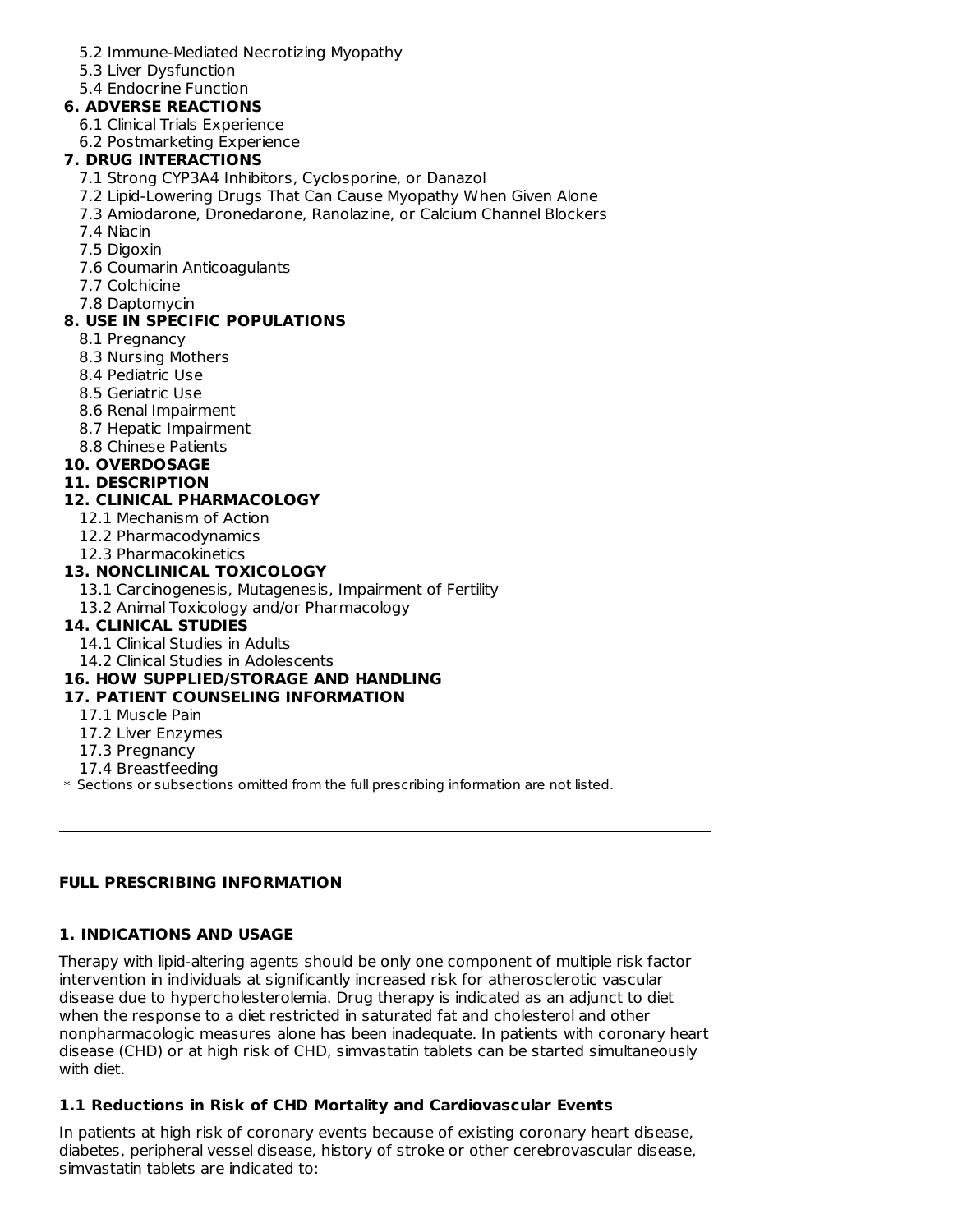5.2 Immune-Mediated Necrotizing Myopathy
5.3 Liver Dysfunction
5.4 Endocrine Function

**6. ADVERSE REACTIONS**

6.1 Clinical Trials Experience
6.2 Postmarketing Experience

**7. DRUG INTERACTIONS**

7.1 Strong CYP3A4 Inhibitors, Cyclosporine, or Danazol
7.2 Lipid-Lowering Drugs That Can Cause Myopathy When Given Alone
7.3 Amiodarone, Dronedarone, Ranolazine, or Calcium Channel Blockers
7.4 Niacin
7.5 Digoxin
7.6 Coumarin Anticoagulants
7.7 Colchicine
7.8 Daptomycin

**8. USE IN SPECIFIC POPULATIONS**

8.1 Pregnancy
8.3 Nursing Mothers
8.4 Pediatric Use
8.5 Geriatric Use
8.6 Renal Impairment
8.7 Hepatic Impairment
8.8 Chinese Patients

**10. OVERDOSAGE**

**11. DESCRIPTION**

**12. CLINICAL PHARMACOLOGY**

12.1 Mechanism of Action
12.2 Pharmacodynamics
12.3 Pharmacokinetics

**13. NONCLINICAL TOXICOLOGY**

13.1 Carcinogenesis, Mutagenesis, Impairment of Fertility
13.2 Animal Toxicology and/or Pharmacology

**14. CLINICAL STUDIES**

14.1 Clinical Studies in Adults
14.2 Clinical Studies in Adolescents

**16. HOW SUPPLIED/STORAGE AND HANDLING**

**17. PATIENT COUNSELING INFORMATION**

17.1 Muscle Pain
17.2 Liver Enzymes
17.3 Pregnancy
17.4 Breastfeeding

* Sections or subsections omitted from the full prescribing information are not listed.

---

## FULL PRESCRIBING INFORMATION

## 1. INDICATIONS AND USAGE

Therapy with lipid-altering agents should be only one component of multiple risk factor intervention in individuals at significantly increased risk for atherosclerotic vascular disease due to hypercholesterolemia. Drug therapy is indicated as an adjunct to diet when the response to a diet restricted in saturated fat and cholesterol and other nonpharmacologic measures alone has been inadequate. In patients with coronary heart disease (CHD) or at high risk of CHD, simvastatin tablets can be started simultaneously with diet.

### 1.1 Reductions in Risk of CHD Mortality and Cardiovascular Events

In patients at high risk of coronary events because of existing coronary heart disease, diabetes, peripheral vessel disease, history of stroke or other cerebrovascular disease, simvastatin tablets are indicated to: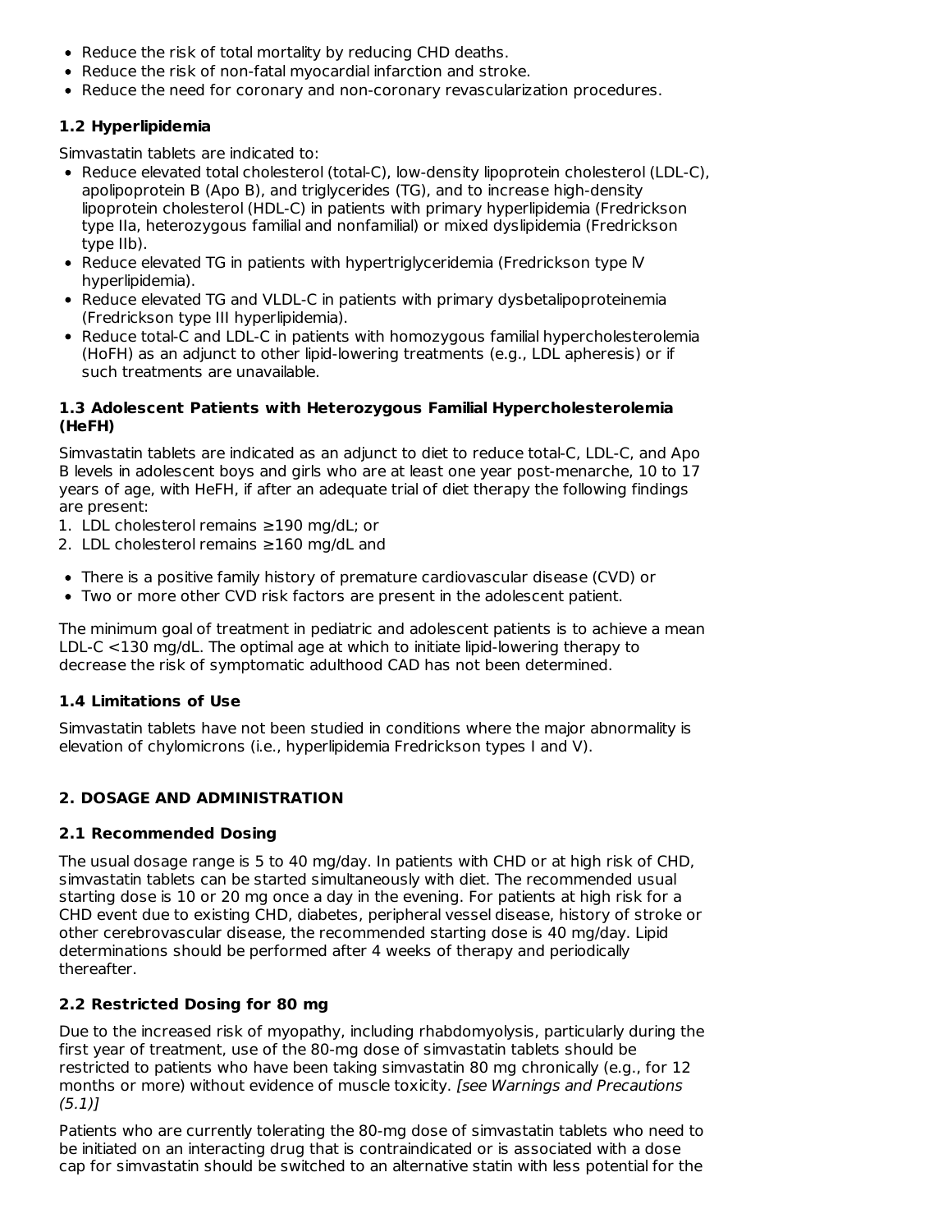- Reduce the risk of total mortality by reducing CHD deaths.
- Reduce the risk of non-fatal myocardial infarction and stroke.
- Reduce the need for coronary and non-coronary revascularization procedures.

### 1.2 Hyperlipidemia

Simvastatin tablets are indicated to:

- Reduce elevated total cholesterol (total-C), low-density lipoprotein cholesterol (LDL-C), apolipoprotein B (Apo B), and triglycerides (TG), and to increase high-density lipoprotein cholesterol (HDL-C) in patients with primary hyperlipidemia (Fredrickson type IIa, heterozygous familial and nonfamilial) or mixed dyslipidemia (Fredrickson type IIb).
- Reduce elevated TG in patients with hypertriglyceridemia (Fredrickson type IV hyperlipidemia).
- Reduce elevated TG and VLDL-C in patients with primary dysbetalipoproteinemia (Fredrickson type III hyperlipidemia).
- Reduce total-C and LDL-C in patients with homozygous familial hypercholesterolemia (HoFH) as an adjunct to other lipid-lowering treatments (e.g., LDL apheresis) or if such treatments are unavailable.

### 1.3 Adolescent Patients with Heterozygous Familial Hypercholesterolemia (HeFH)

Simvastatin tablets are indicated as an adjunct to diet to reduce total-C, LDL-C, and Apo B levels in adolescent boys and girls who are at least one year post-menarche, 10 to 17 years of age, with HeFH, if after an adequate trial of diet therapy the following findings are present:

1. LDL cholesterol remains ≥190 mg/dL; or
2. LDL cholesterol remains ≥160 mg/dL and

- There is a positive family history of premature cardiovascular disease (CVD) or
- Two or more other CVD risk factors are present in the adolescent patient.

The minimum goal of treatment in pediatric and adolescent patients is to achieve a mean LDL-C <130 mg/dL. The optimal age at which to initiate lipid-lowering therapy to decrease the risk of symptomatic adulthood CAD has not been determined.

### 1.4 Limitations of Use

Simvastatin tablets have not been studied in conditions where the major abnormality is elevation of chylomicrons (i.e., hyperlipidemia Fredrickson types I and V).

## 2. DOSAGE AND ADMINISTRATION

### 2.1 Recommended Dosing

The usual dosage range is 5 to 40 mg/day. In patients with CHD or at high risk of CHD, simvastatin tablets can be started simultaneously with diet. The recommended usual starting dose is 10 or 20 mg once a day in the evening. For patients at high risk for a CHD event due to existing CHD, diabetes, peripheral vessel disease, history of stroke or other cerebrovascular disease, the recommended starting dose is 40 mg/day. Lipid determinations should be performed after 4 weeks of therapy and periodically thereafter.

### 2.2 Restricted Dosing for 80 mg

Due to the increased risk of myopathy, including rhabdomyolysis, particularly during the first year of treatment, use of the 80-mg dose of simvastatin tablets should be restricted to patients who have been taking simvastatin 80 mg chronically (e.g., for 12 months or more) without evidence of muscle toxicity. *[see Warnings and Precautions (5.1)]*

Patients who are currently tolerating the 80-mg dose of simvastatin tablets who need to be initiated on an interacting drug that is contraindicated or is associated with a dose cap for simvastatin should be switched to an alternative statin with less potential for the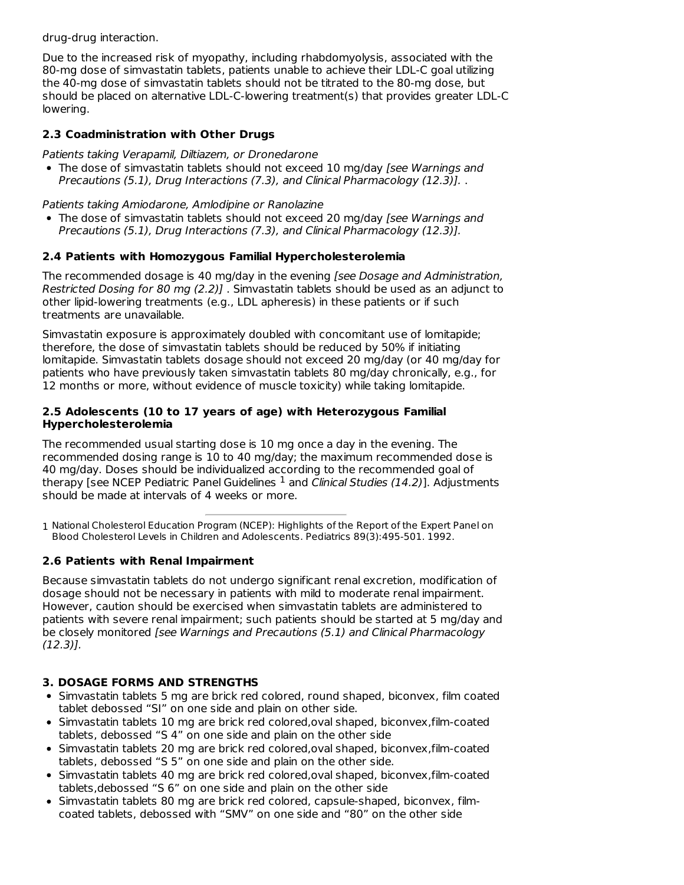drug-drug interaction.

Due to the increased risk of myopathy, including rhabdomyolysis, associated with the 80-mg dose of simvastatin tablets, patients unable to achieve their LDL-C goal utilizing the 40-mg dose of simvastatin tablets should not be titrated to the 80-mg dose, but should be placed on alternative LDL-C-lowering treatment(s) that provides greater LDL-C lowering.

### 2.3 Coadministration with Other Drugs

*Patients taking Verapamil, Diltiazem, or Dronedarone*

- The dose of simvastatin tablets should not exceed 10 mg/day *[see Warnings and Precautions (5.1), Drug Interactions (7.3), and Clinical Pharmacology (12.3)]*. .

*Patients taking Amiodarone, Amlodipine or Ranolazine*

- The dose of simvastatin tablets should not exceed 20 mg/day *[see Warnings and Precautions (5.1), Drug Interactions (7.3), and Clinical Pharmacology (12.3)].*

### 2.4 Patients with Homozygous Familial Hypercholesterolemia

The recommended dosage is 40 mg/day in the evening *[see Dosage and Administration, Restricted Dosing for 80 mg (2.2)]* . Simvastatin tablets should be used as an adjunct to other lipid-lowering treatments (e.g., LDL apheresis) in these patients or if such treatments are unavailable.

Simvastatin exposure is approximately doubled with concomitant use of lomitapide; therefore, the dose of simvastatin tablets should be reduced by 50% if initiating lomitapide. Simvastatin tablets dosage should not exceed 20 mg/day (or 40 mg/day for patients who have previously taken simvastatin tablets 80 mg/day chronically, e.g., for 12 months or more, without evidence of muscle toxicity) while taking lomitapide.

### 2.5 Adolescents (10 to 17 years of age) with Heterozygous Familial Hypercholesterolemia

The recommended usual starting dose is 10 mg once a day in the evening. The recommended dosing range is 10 to 40 mg/day; the maximum recommended dose is 40 mg/day. Doses should be individualized according to the recommended goal of therapy [see NCEP Pediatric Panel Guidelines [1] and *Clinical Studies (14.2)*]. Adjustments should be made at intervals of 4 weeks or more.

---

1 National Cholesterol Education Program (NCEP): Highlights of the Report of the Expert Panel on Blood Cholesterol Levels in Children and Adolescents. Pediatrics 89(3):495-501. 1992.

### 2.6 Patients with Renal Impairment

Because simvastatin tablets do not undergo significant renal excretion, modification of dosage should not be necessary in patients with mild to moderate renal impairment. However, caution should be exercised when simvastatin tablets are administered to patients with severe renal impairment; such patients should be started at 5 mg/day and be closely monitored *[see Warnings and Precautions (5.1) and Clinical Pharmacology (12.3)]*.

## 3. DOSAGE FORMS AND STRENGTHS

- Simvastatin tablets 5 mg are brick red colored, round shaped, biconvex, film coated tablet debossed "SI" on one side and plain on other side.
- Simvastatin tablets 10 mg are brick red colored,oval shaped, biconvex,film-coated tablets, debossed "S 4" on one side and plain on the other side
- Simvastatin tablets 20 mg are brick red colored,oval shaped, biconvex,film-coated tablets, debossed "S 5" on one side and plain on the other side.
- Simvastatin tablets 40 mg are brick red colored,oval shaped, biconvex,film-coated tablets,debossed "S 6" on one side and plain on the other side
- Simvastatin tablets 80 mg are brick red colored, capsule-shaped, biconvex, film-coated tablets, debossed with "SMV" on one side and "80" on the other side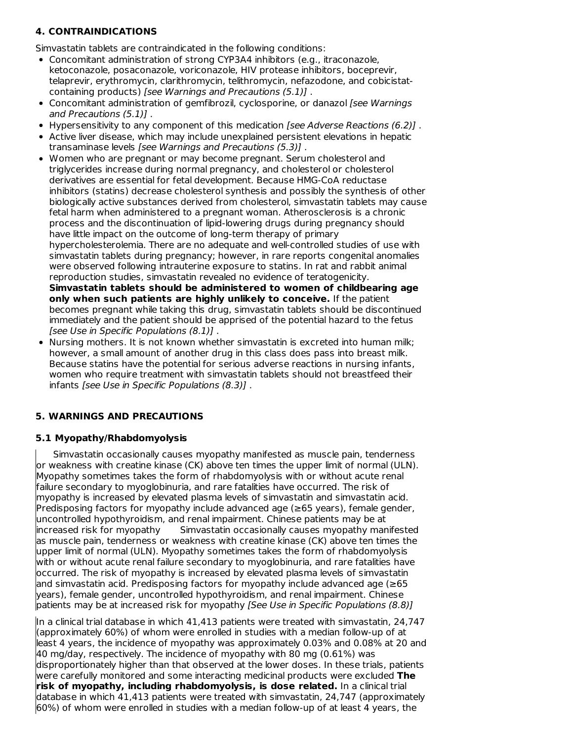## 4. CONTRAINDICATIONS

Simvastatin tablets are contraindicated in the following conditions:

- Concomitant administration of strong CYP3A4 inhibitors (e.g., itraconazole, ketoconazole, posaconazole, voriconazole, HIV protease inhibitors, boceprevir, telaprevir, erythromycin, clarithromycin, telithromycin, nefazodone, and cobicistat-containing products) *[see Warnings and Precautions (5.1)]* .
- Concomitant administration of gemfibrozil, cyclosporine, or danazol *[see Warnings and Precautions (5.1)]* .
- Hypersensitivity to any component of this medication *[see Adverse Reactions (6.2)]* .
- Active liver disease, which may include unexplained persistent elevations in hepatic transaminase levels *[see Warnings and Precautions (5.3)]* .
- Women who are pregnant or may become pregnant. Serum cholesterol and triglycerides increase during normal pregnancy, and cholesterol or cholesterol derivatives are essential for fetal development. Because HMG-CoA reductase inhibitors (statins) decrease cholesterol synthesis and possibly the synthesis of other biologically active substances derived from cholesterol, simvastatin tablets may cause fetal harm when administered to a pregnant woman. Atherosclerosis is a chronic process and the discontinuation of lipid-lowering drugs during pregnancy should have little impact on the outcome of long-term therapy of primary hypercholesterolemia. There are no adequate and well-controlled studies of use with simvastatin tablets during pregnancy; however, in rare reports congenital anomalies were observed following intrauterine exposure to statins. In rat and rabbit animal reproduction studies, simvastatin revealed no evidence of teratogenicity. **Simvastatin tablets should be administered to women of childbearing age only when such patients are highly unlikely to conceive.** If the patient becomes pregnant while taking this drug, simvastatin tablets should be discontinued immediately and the patient should be apprised of the potential hazard to the fetus *[see Use in Specific Populations (8.1)]* .
- Nursing mothers. It is not known whether simvastatin is excreted into human milk; however, a small amount of another drug in this class does pass into breast milk. Because statins have the potential for serious adverse reactions in nursing infants, women who require treatment with simvastatin tablets should not breastfeed their infants *[see Use in Specific Populations (8.3)]* .

## 5. WARNINGS AND PRECAUTIONS

### 5.1 Myopathy/Rhabdomyolysis

Simvastatin occasionally causes myopathy manifested as muscle pain, tenderness or weakness with creatine kinase (CK) above ten times the upper limit of normal (ULN). Myopathy sometimes takes the form of rhabdomyolysis with or without acute renal failure secondary to myoglobinuria, and rare fatalities have occurred. The risk of myopathy is increased by elevated plasma levels of simvastatin and simvastatin acid. Predisposing factors for myopathy include advanced age (≥65 years), female gender, uncontrolled hypothyroidism, and renal impairment. Chinese patients may be at increased risk for myopathy Simvastatin occasionally causes myopathy manifested as muscle pain, tenderness or weakness with creatine kinase (CK) above ten times the upper limit of normal (ULN). Myopathy sometimes takes the form of rhabdomyolysis with or without acute renal failure secondary to myoglobinuria, and rare fatalities have occurred. The risk of myopathy is increased by elevated plasma levels of simvastatin and simvastatin acid. Predisposing factors for myopathy include advanced age (≥65 years), female gender, uncontrolled hypothyroidism, and renal impairment. Chinese patients may be at increased risk for myopathy *[See Use in Specific Populations (8.8)]*

In a clinical trial database in which 41,413 patients were treated with simvastatin, 24,747 (approximately 60%) of whom were enrolled in studies with a median follow-up of at least 4 years, the incidence of myopathy was approximately 0.03% and 0.08% at 20 and 40 mg/day, respectively. The incidence of myopathy with 80 mg (0.61%) was disproportionately higher than that observed at the lower doses. In these trials, patients were carefully monitored and some interacting medicinal products were excluded **The risk of myopathy, including rhabdomyolysis, is dose related.** In a clinical trial database in which 41,413 patients were treated with simvastatin, 24,747 (approximately 60%) of whom were enrolled in studies with a median follow-up of at least 4 years, the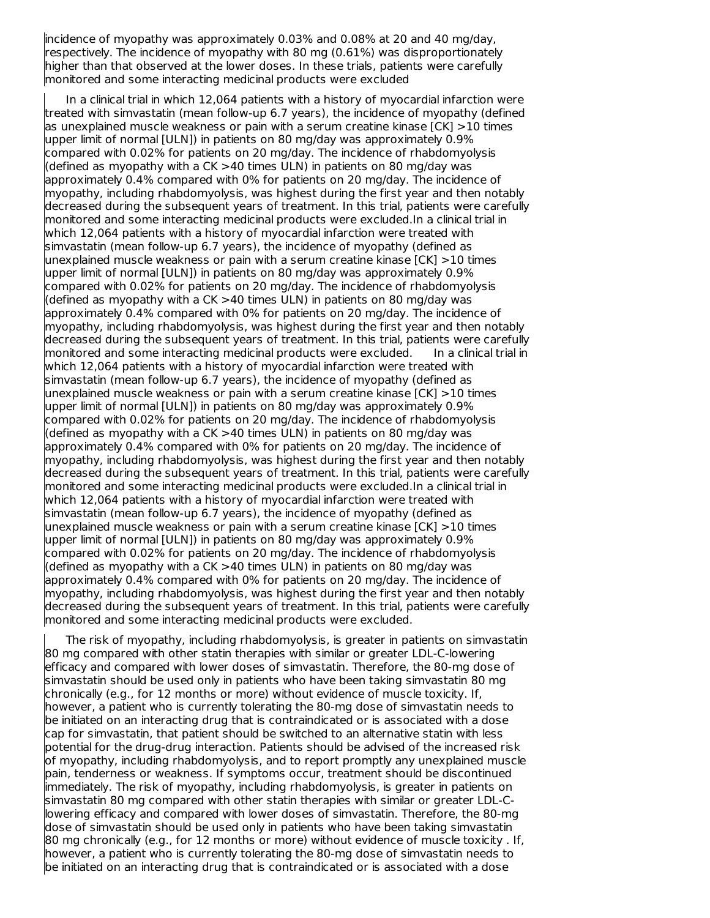incidence of myopathy was approximately 0.03% and 0.08% at 20 and 40 mg/day, respectively. The incidence of myopathy with 80 mg (0.61%) was disproportionately higher than that observed at the lower doses. In these trials, patients were carefully monitored and some interacting medicinal products were excluded

In a clinical trial in which 12,064 patients with a history of myocardial infarction were treated with simvastatin (mean follow-up 6.7 years), the incidence of myopathy (defined as unexplained muscle weakness or pain with a serum creatine kinase [CK] >10 times upper limit of normal [ULN]) in patients on 80 mg/day was approximately 0.9% compared with 0.02% for patients on 20 mg/day. The incidence of rhabdomyolysis (defined as myopathy with a CK >40 times ULN) in patients on 80 mg/day was approximately 0.4% compared with 0% for patients on 20 mg/day. The incidence of myopathy, including rhabdomyolysis, was highest during the first year and then notably decreased during the subsequent years of treatment. In this trial, patients were carefully monitored and some interacting medicinal products were excluded.In a clinical trial in which 12,064 patients with a history of myocardial infarction were treated with simvastatin (mean follow-up 6.7 years), the incidence of myopathy (defined as unexplained muscle weakness or pain with a serum creatine kinase [CK] >10 times upper limit of normal [ULN]) in patients on 80 mg/day was approximately 0.9% compared with 0.02% for patients on 20 mg/day. The incidence of rhabdomyolysis (defined as myopathy with a CK >40 times ULN) in patients on 80 mg/day was approximately 0.4% compared with 0% for patients on 20 mg/day. The incidence of myopathy, including rhabdomyolysis, was highest during the first year and then notably decreased during the subsequent years of treatment. In this trial, patients were carefully monitored and some interacting medicinal products were excluded. In a clinical trial in which 12,064 patients with a history of myocardial infarction were treated with simvastatin (mean follow-up 6.7 years), the incidence of myopathy (defined as unexplained muscle weakness or pain with a serum creatine kinase [CK] >10 times upper limit of normal [ULN]) in patients on 80 mg/day was approximately 0.9% compared with 0.02% for patients on 20 mg/day. The incidence of rhabdomyolysis (defined as myopathy with a CK >40 times ULN) in patients on 80 mg/day was approximately 0.4% compared with 0% for patients on 20 mg/day. The incidence of myopathy, including rhabdomyolysis, was highest during the first year and then notably decreased during the subsequent years of treatment. In this trial, patients were carefully monitored and some interacting medicinal products were excluded.In a clinical trial in which 12,064 patients with a history of myocardial infarction were treated with simvastatin (mean follow-up 6.7 years), the incidence of myopathy (defined as unexplained muscle weakness or pain with a serum creatine kinase [CK] >10 times upper limit of normal [ULN]) in patients on 80 mg/day was approximately 0.9% compared with 0.02% for patients on 20 mg/day. The incidence of rhabdomyolysis (defined as myopathy with a CK >40 times ULN) in patients on 80 mg/day was approximately 0.4% compared with 0% for patients on 20 mg/day. The incidence of myopathy, including rhabdomyolysis, was highest during the first year and then notably decreased during the subsequent years of treatment. In this trial, patients were carefully monitored and some interacting medicinal products were excluded.

The risk of myopathy, including rhabdomyolysis, is greater in patients on simvastatin 80 mg compared with other statin therapies with similar or greater LDL-C-lowering efficacy and compared with lower doses of simvastatin. Therefore, the 80-mg dose of simvastatin should be used only in patients who have been taking simvastatin 80 mg chronically (e.g., for 12 months or more) without evidence of muscle toxicity. If, however, a patient who is currently tolerating the 80-mg dose of simvastatin needs to be initiated on an interacting drug that is contraindicated or is associated with a dose cap for simvastatin, that patient should be switched to an alternative statin with less potential for the drug-drug interaction. Patients should be advised of the increased risk of myopathy, including rhabdomyolysis, and to report promptly any unexplained muscle pain, tenderness or weakness. If symptoms occur, treatment should be discontinued immediately. The risk of myopathy, including rhabdomyolysis, is greater in patients on simvastatin 80 mg compared with other statin therapies with similar or greater LDL-C-lowering efficacy and compared with lower doses of simvastatin. Therefore, the 80-mg dose of simvastatin should be used only in patients who have been taking simvastatin 80 mg chronically (e.g., for 12 months or more) without evidence of muscle toxicity . If, however, a patient who is currently tolerating the 80-mg dose of simvastatin needs to be initiated on an interacting drug that is contraindicated or is associated with a dose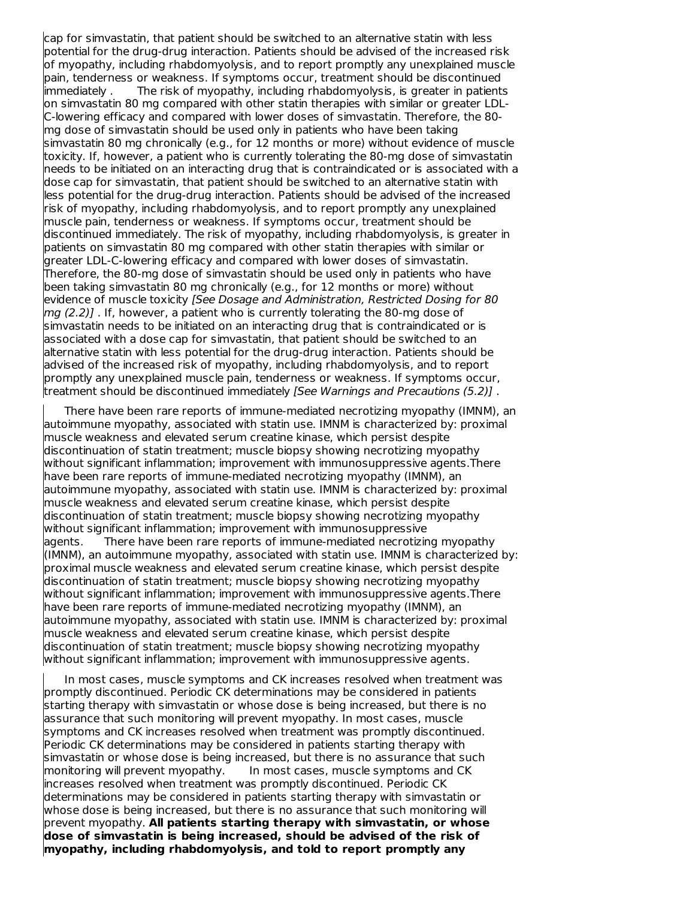cap for simvastatin, that patient should be switched to an alternative statin with less potential for the drug-drug interaction. Patients should be advised of the increased risk of myopathy, including rhabdomyolysis, and to report promptly any unexplained muscle pain, tenderness or weakness. If symptoms occur, treatment should be discontinued immediately . The risk of myopathy, including rhabdomyolysis, is greater in patients on simvastatin 80 mg compared with other statin therapies with similar or greater LDL-C-lowering efficacy and compared with lower doses of simvastatin. Therefore, the 80-mg dose of simvastatin should be used only in patients who have been taking simvastatin 80 mg chronically (e.g., for 12 months or more) without evidence of muscle toxicity. If, however, a patient who is currently tolerating the 80-mg dose of simvastatin needs to be initiated on an interacting drug that is contraindicated or is associated with a dose cap for simvastatin, that patient should be switched to an alternative statin with less potential for the drug-drug interaction. Patients should be advised of the increased risk of myopathy, including rhabdomyolysis, and to report promptly any unexplained muscle pain, tenderness or weakness. If symptoms occur, treatment should be discontinued immediately. The risk of myopathy, including rhabdomyolysis, is greater in patients on simvastatin 80 mg compared with other statin therapies with similar or greater LDL-C-lowering efficacy and compared with lower doses of simvastatin. Therefore, the 80-mg dose of simvastatin should be used only in patients who have been taking simvastatin 80 mg chronically (e.g., for 12 months or more) without evidence of muscle toxicity *[See Dosage and Administration, Restricted Dosing for 80 mg (2.2)]* . If, however, a patient who is currently tolerating the 80-mg dose of simvastatin needs to be initiated on an interacting drug that is contraindicated or is associated with a dose cap for simvastatin, that patient should be switched to an alternative statin with less potential for the drug-drug interaction. Patients should be advised of the increased risk of myopathy, including rhabdomyolysis, and to report promptly any unexplained muscle pain, tenderness or weakness. If symptoms occur, treatment should be discontinued immediately *[See Warnings and Precautions (5.2)]* .

There have been rare reports of immune-mediated necrotizing myopathy (IMNM), an autoimmune myopathy, associated with statin use. IMNM is characterized by: proximal muscle weakness and elevated serum creatine kinase, which persist despite discontinuation of statin treatment; muscle biopsy showing necrotizing myopathy without significant inflammation; improvement with immunosuppressive agents.There have been rare reports of immune-mediated necrotizing myopathy (IMNM), an autoimmune myopathy, associated with statin use. IMNM is characterized by: proximal muscle weakness and elevated serum creatine kinase, which persist despite discontinuation of statin treatment; muscle biopsy showing necrotizing myopathy without significant inflammation; improvement with immunosuppressive agents. There have been rare reports of immune-mediated necrotizing myopathy (IMNM), an autoimmune myopathy, associated with statin use. IMNM is characterized by: proximal muscle weakness and elevated serum creatine kinase, which persist despite discontinuation of statin treatment; muscle biopsy showing necrotizing myopathy without significant inflammation; improvement with immunosuppressive agents.There have been rare reports of immune-mediated necrotizing myopathy (IMNM), an autoimmune myopathy, associated with statin use. IMNM is characterized by: proximal muscle weakness and elevated serum creatine kinase, which persist despite discontinuation of statin treatment; muscle biopsy showing necrotizing myopathy without significant inflammation; improvement with immunosuppressive agents.

In most cases, muscle symptoms and CK increases resolved when treatment was promptly discontinued. Periodic CK determinations may be considered in patients starting therapy with simvastatin or whose dose is being increased, but there is no assurance that such monitoring will prevent myopathy. In most cases, muscle symptoms and CK increases resolved when treatment was promptly discontinued. Periodic CK determinations may be considered in patients starting therapy with simvastatin or whose dose is being increased, but there is no assurance that such monitoring will prevent myopathy. In most cases, muscle symptoms and CK increases resolved when treatment was promptly discontinued. Periodic CK determinations may be considered in patients starting therapy with simvastatin or whose dose is being increased, but there is no assurance that such monitoring will prevent myopathy. **All patients starting therapy with simvastatin, or whose dose of simvastatin is being increased, should be advised of the risk of myopathy, including rhabdomyolysis, and told to report promptly any**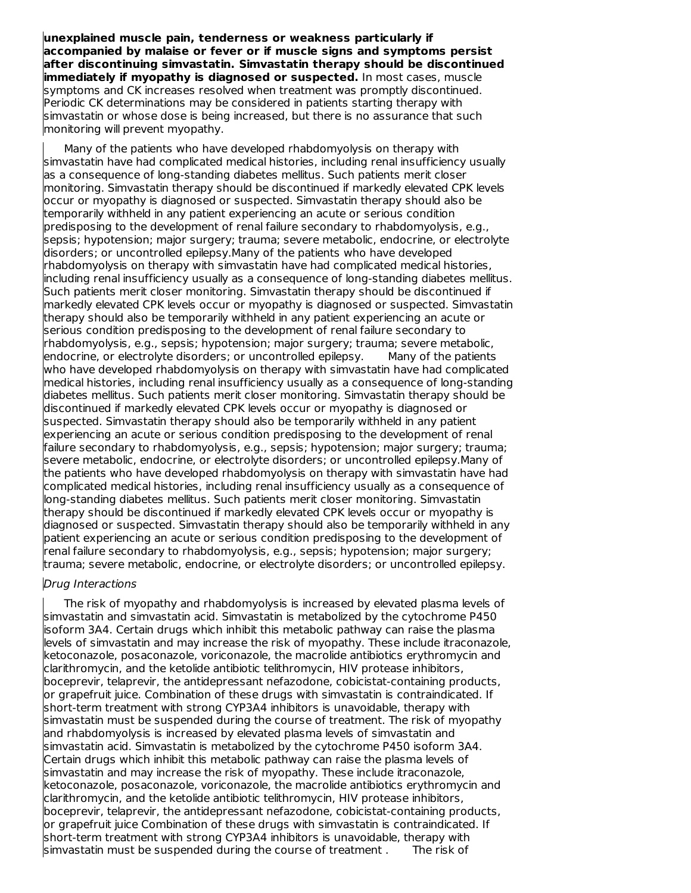**unexplained muscle pain, tenderness or weakness particularly if accompanied by malaise or fever or if muscle signs and symptoms persist after discontinuing simvastatin. Simvastatin therapy should be discontinued immediately if myopathy is diagnosed or suspected.** In most cases, muscle symptoms and CK increases resolved when treatment was promptly discontinued. Periodic CK determinations may be considered in patients starting therapy with simvastatin or whose dose is being increased, but there is no assurance that such monitoring will prevent myopathy.

Many of the patients who have developed rhabdomyolysis on therapy with simvastatin have had complicated medical histories, including renal insufficiency usually as a consequence of long-standing diabetes mellitus. Such patients merit closer monitoring. Simvastatin therapy should be discontinued if markedly elevated CPK levels occur or myopathy is diagnosed or suspected. Simvastatin therapy should also be temporarily withheld in any patient experiencing an acute or serious condition predisposing to the development of renal failure secondary to rhabdomyolysis, e.g., sepsis; hypotension; major surgery; trauma; severe metabolic, endocrine, or electrolyte disorders; or uncontrolled epilepsy.Many of the patients who have developed rhabdomyolysis on therapy with simvastatin have had complicated medical histories, including renal insufficiency usually as a consequence of long-standing diabetes mellitus. Such patients merit closer monitoring. Simvastatin therapy should be discontinued if markedly elevated CPK levels occur or myopathy is diagnosed or suspected. Simvastatin therapy should also be temporarily withheld in any patient experiencing an acute or serious condition predisposing to the development of renal failure secondary to rhabdomyolysis, e.g., sepsis; hypotension; major surgery; trauma; severe metabolic, endocrine, or electrolyte disorders; or uncontrolled epilepsy. Many of the patients who have developed rhabdomyolysis on therapy with simvastatin have had complicated medical histories, including renal insufficiency usually as a consequence of long-standing diabetes mellitus. Such patients merit closer monitoring. Simvastatin therapy should be discontinued if markedly elevated CPK levels occur or myopathy is diagnosed or suspected. Simvastatin therapy should also be temporarily withheld in any patient experiencing an acute or serious condition predisposing to the development of renal failure secondary to rhabdomyolysis, e.g., sepsis; hypotension; major surgery; trauma; severe metabolic, endocrine, or electrolyte disorders; or uncontrolled epilepsy.Many of the patients who have developed rhabdomyolysis on therapy with simvastatin have had complicated medical histories, including renal insufficiency usually as a consequence of long-standing diabetes mellitus. Such patients merit closer monitoring. Simvastatin therapy should be discontinued if markedly elevated CPK levels occur or myopathy is diagnosed or suspected. Simvastatin therapy should also be temporarily withheld in any patient experiencing an acute or serious condition predisposing to the development of renal failure secondary to rhabdomyolysis, e.g., sepsis; hypotension; major surgery; trauma; severe metabolic, endocrine, or electrolyte disorders; or uncontrolled epilepsy.

*Drug Interactions*

The risk of myopathy and rhabdomyolysis is increased by elevated plasma levels of simvastatin and simvastatin acid. Simvastatin is metabolized by the cytochrome P450 isoform 3A4. Certain drugs which inhibit this metabolic pathway can raise the plasma levels of simvastatin and may increase the risk of myopathy. These include itraconazole, ketoconazole, posaconazole, voriconazole, the macrolide antibiotics erythromycin and clarithromycin, and the ketolide antibiotic telithromycin, HIV protease inhibitors, boceprevir, telaprevir, the antidepressant nefazodone, cobicistat-containing products, or grapefruit juice. Combination of these drugs with simvastatin is contraindicated. If short-term treatment with strong CYP3A4 inhibitors is unavoidable, therapy with simvastatin must be suspended during the course of treatment. The risk of myopathy and rhabdomyolysis is increased by elevated plasma levels of simvastatin and simvastatin acid. Simvastatin is metabolized by the cytochrome P450 isoform 3A4. Certain drugs which inhibit this metabolic pathway can raise the plasma levels of simvastatin and may increase the risk of myopathy. These include itraconazole, ketoconazole, posaconazole, voriconazole, the macrolide antibiotics erythromycin and clarithromycin, and the ketolide antibiotic telithromycin, HIV protease inhibitors, boceprevir, telaprevir, the antidepressant nefazodone, cobicistat-containing products, or grapefruit juice Combination of these drugs with simvastatin is contraindicated. If short-term treatment with strong CYP3A4 inhibitors is unavoidable, therapy with simvastatin must be suspended during the course of treatment . The risk of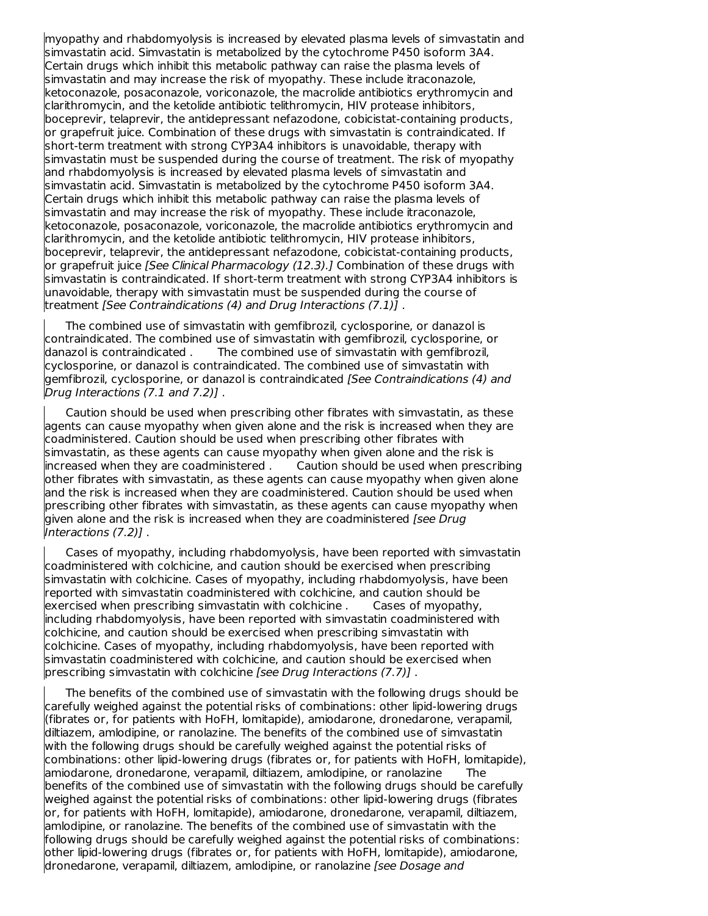myopathy and rhabdomyolysis is increased by elevated plasma levels of simvastatin and simvastatin acid. Simvastatin is metabolized by the cytochrome P450 isoform 3A4. Certain drugs which inhibit this metabolic pathway can raise the plasma levels of simvastatin and may increase the risk of myopathy. These include itraconazole, ketoconazole, posaconazole, voriconazole, the macrolide antibiotics erythromycin and clarithromycin, and the ketolide antibiotic telithromycin, HIV protease inhibitors, boceprevir, telaprevir, the antidepressant nefazodone, cobicistat-containing products, or grapefruit juice. Combination of these drugs with simvastatin is contraindicated. If short-term treatment with strong CYP3A4 inhibitors is unavoidable, therapy with simvastatin must be suspended during the course of treatment. The risk of myopathy and rhabdomyolysis is increased by elevated plasma levels of simvastatin and simvastatin acid. Simvastatin is metabolized by the cytochrome P450 isoform 3A4. Certain drugs which inhibit this metabolic pathway can raise the plasma levels of simvastatin and may increase the risk of myopathy. These include itraconazole, ketoconazole, posaconazole, voriconazole, the macrolide antibiotics erythromycin and clarithromycin, and the ketolide antibiotic telithromycin, HIV protease inhibitors, boceprevir, telaprevir, the antidepressant nefazodone, cobicistat-containing products, or grapefruit juice *[See Clinical Pharmacology (12.3).]* Combination of these drugs with simvastatin is contraindicated. If short-term treatment with strong CYP3A4 inhibitors is unavoidable, therapy with simvastatin must be suspended during the course of treatment *[See Contraindications (4) and Drug Interactions (7.1)]* .

The combined use of simvastatin with gemfibrozil, cyclosporine, or danazol is contraindicated. The combined use of simvastatin with gemfibrozil, cyclosporine, or danazol is contraindicated . The combined use of simvastatin with gemfibrozil, cyclosporine, or danazol is contraindicated. The combined use of simvastatin with gemfibrozil, cyclosporine, or danazol is contraindicated *[See Contraindications (4) and Drug Interactions (7.1 and 7.2)]* .

Caution should be used when prescribing other fibrates with simvastatin, as these agents can cause myopathy when given alone and the risk is increased when they are coadministered. Caution should be used when prescribing other fibrates with simvastatin, as these agents can cause myopathy when given alone and the risk is increased when they are coadministered . Caution should be used when prescribing other fibrates with simvastatin, as these agents can cause myopathy when given alone and the risk is increased when they are coadministered. Caution should be used when prescribing other fibrates with simvastatin, as these agents can cause myopathy when given alone and the risk is increased when they are coadministered *[see Drug Interactions (7.2)]* .

Cases of myopathy, including rhabdomyolysis, have been reported with simvastatin coadministered with colchicine, and caution should be exercised when prescribing simvastatin with colchicine. Cases of myopathy, including rhabdomyolysis, have been reported with simvastatin coadministered with colchicine, and caution should be exercised when prescribing simvastatin with colchicine . Cases of myopathy, including rhabdomyolysis, have been reported with simvastatin coadministered with colchicine, and caution should be exercised when prescribing simvastatin with colchicine. Cases of myopathy, including rhabdomyolysis, have been reported with simvastatin coadministered with colchicine, and caution should be exercised when prescribing simvastatin with colchicine *[see Drug Interactions (7.7)]* .

The benefits of the combined use of simvastatin with the following drugs should be carefully weighed against the potential risks of combinations: other lipid-lowering drugs (fibrates or, for patients with HoFH, lomitapide), amiodarone, dronedarone, verapamil, diltiazem, amlodipine, or ranolazine. The benefits of the combined use of simvastatin with the following drugs should be carefully weighed against the potential risks of combinations: other lipid-lowering drugs (fibrates or, for patients with HoFH, lomitapide), amiodarone, dronedarone, verapamil, diltiazem, amlodipine, or ranolazine The benefits of the combined use of simvastatin with the following drugs should be carefully weighed against the potential risks of combinations: other lipid-lowering drugs (fibrates or, for patients with HoFH, lomitapide), amiodarone, dronedarone, verapamil, diltiazem, amlodipine, or ranolazine. The benefits of the combined use of simvastatin with the following drugs should be carefully weighed against the potential risks of combinations: other lipid-lowering drugs (fibrates or, for patients with HoFH, lomitapide), amiodarone, dronedarone, verapamil, diltiazem, amlodipine, or ranolazine *[see Dosage and*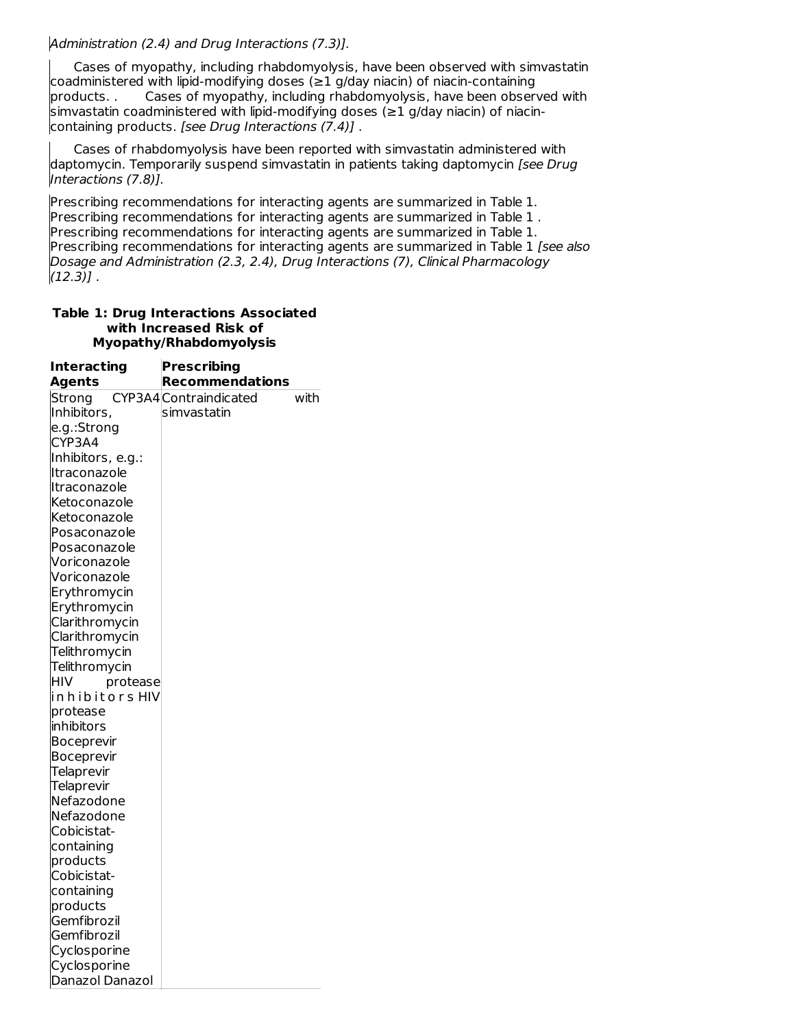*Administration (2.4) and Drug Interactions (7.3)].*

Cases of myopathy, including rhabdomyolysis, have been observed with simvastatin coadministered with lipid-modifying doses (≥1 g/day niacin) of niacin-containing products. . Cases of myopathy, including rhabdomyolysis, have been observed with simvastatin coadministered with lipid-modifying doses (≥1 g/day niacin) of niacin-containing products. *[see Drug Interactions (7.4)]* .

Cases of rhabdomyolysis have been reported with simvastatin administered with daptomycin. Temporarily suspend simvastatin in patients taking daptomycin *[see Drug Interactions (7.8)].*

Prescribing recommendations for interacting agents are summarized in Table 1. Prescribing recommendations for interacting agents are summarized in Table 1 . Prescribing recommendations for interacting agents are summarized in Table 1. Prescribing recommendations for interacting agents are summarized in Table 1 *[see also Dosage and Administration (2.3, 2.4), Drug Interactions (7), Clinical Pharmacology (12.3)]* .

**Table 1: Drug Interactions Associated with Increased Risk of Myopathy/Rhabdomyolysis**

| **Interacting Agents** | **Prescribing Recommendations** |
|---|---|
| Strong CYP3A4 Inhibitors, e.g.:Strong CYP3A4 Inhibitors, e.g.: Itraconazole Itraconazole Ketoconazole Ketoconazole Posaconazole Posaconazole Voriconazole Voriconazole Erythromycin Erythromycin Clarithromycin Clarithromycin Telithromycin Telithromycin HIV protease inhibitors HIV protease inhibitors Boceprevir Boceprevir Telaprevir Telaprevir Nefazodone Nefazodone Cobicistat-containing products Cobicistat-containing products Gemfibrozil Gemfibrozil Cyclosporine Cyclosporine Danazol Danazol | Contraindicated with simvastatin |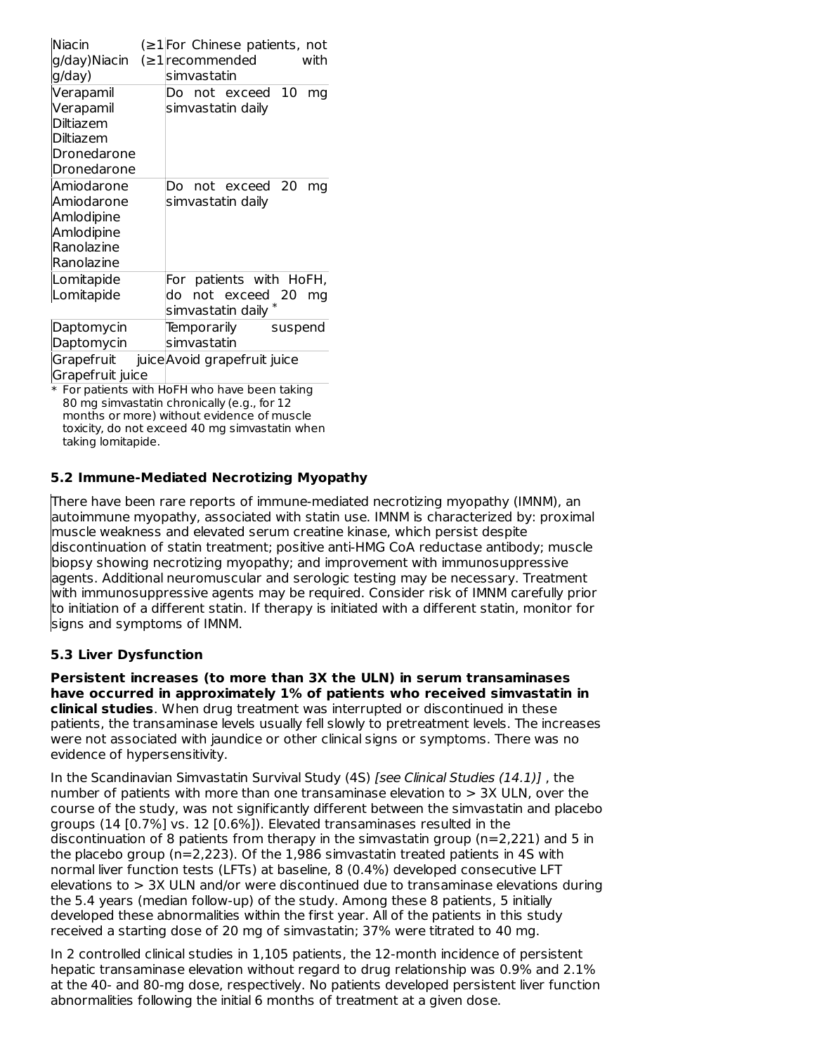| Niacin (≥1 g/day)Niacin (≥1 g/day) | For Chinese patients, not recommended with simvastatin |
|---|---|
| Verapamil Verapamil Diltiazem Diltiazem Dronedarone Dronedarone | Do not exceed 10 mg simvastatin daily |
| Amiodarone Amiodarone Amlodipine Amlodipine Ranolazine Ranolazine | Do not exceed 20 mg simvastatin daily |
| Lomitapide Lomitapide | For patients with HoFH, do not exceed 20 mg simvastatin daily * |
| Daptomycin Daptomycin | Temporarily suspend simvastatin |
| Grapefruit juice Grapefruit juice | Avoid grapefruit juice |

* For patients with HoFH who have been taking 80 mg simvastatin chronically (e.g., for 12 months or more) without evidence of muscle toxicity, do not exceed 40 mg simvastatin when taking lomitapide.

### 5.2 Immune-Mediated Necrotizing Myopathy

There have been rare reports of immune-mediated necrotizing myopathy (IMNM), an autoimmune myopathy, associated with statin use. IMNM is characterized by: proximal muscle weakness and elevated serum creatine kinase, which persist despite discontinuation of statin treatment; positive anti-HMG CoA reductase antibody; muscle biopsy showing necrotizing myopathy; and improvement with immunosuppressive agents. Additional neuromuscular and serologic testing may be necessary. Treatment with immunosuppressive agents may be required. Consider risk of IMNM carefully prior to initiation of a different statin. If therapy is initiated with a different statin, monitor for signs and symptoms of IMNM.

### 5.3 Liver Dysfunction

**Persistent increases (to more than 3X the ULN) in serum transaminases have occurred in approximately 1% of patients who received simvastatin in clinical studies**. When drug treatment was interrupted or discontinued in these patients, the transaminase levels usually fell slowly to pretreatment levels. The increases were not associated with jaundice or other clinical signs or symptoms. There was no evidence of hypersensitivity.

In the Scandinavian Simvastatin Survival Study (4S) *[see Clinical Studies (14.1)]* , the number of patients with more than one transaminase elevation to > 3X ULN, over the course of the study, was not significantly different between the simvastatin and placebo groups (14 [0.7%] vs. 12 [0.6%]). Elevated transaminases resulted in the discontinuation of 8 patients from therapy in the simvastatin group (n=2,221) and 5 in the placebo group (n=2,223). Of the 1,986 simvastatin treated patients in 4S with normal liver function tests (LFTs) at baseline, 8 (0.4%) developed consecutive LFT elevations to > 3X ULN and/or were discontinued due to transaminase elevations during the 5.4 years (median follow-up) of the study. Among these 8 patients, 5 initially developed these abnormalities within the first year. All of the patients in this study received a starting dose of 20 mg of simvastatin; 37% were titrated to 40 mg.

In 2 controlled clinical studies in 1,105 patients, the 12-month incidence of persistent hepatic transaminase elevation without regard to drug relationship was 0.9% and 2.1% at the 40- and 80-mg dose, respectively. No patients developed persistent liver function abnormalities following the initial 6 months of treatment at a given dose.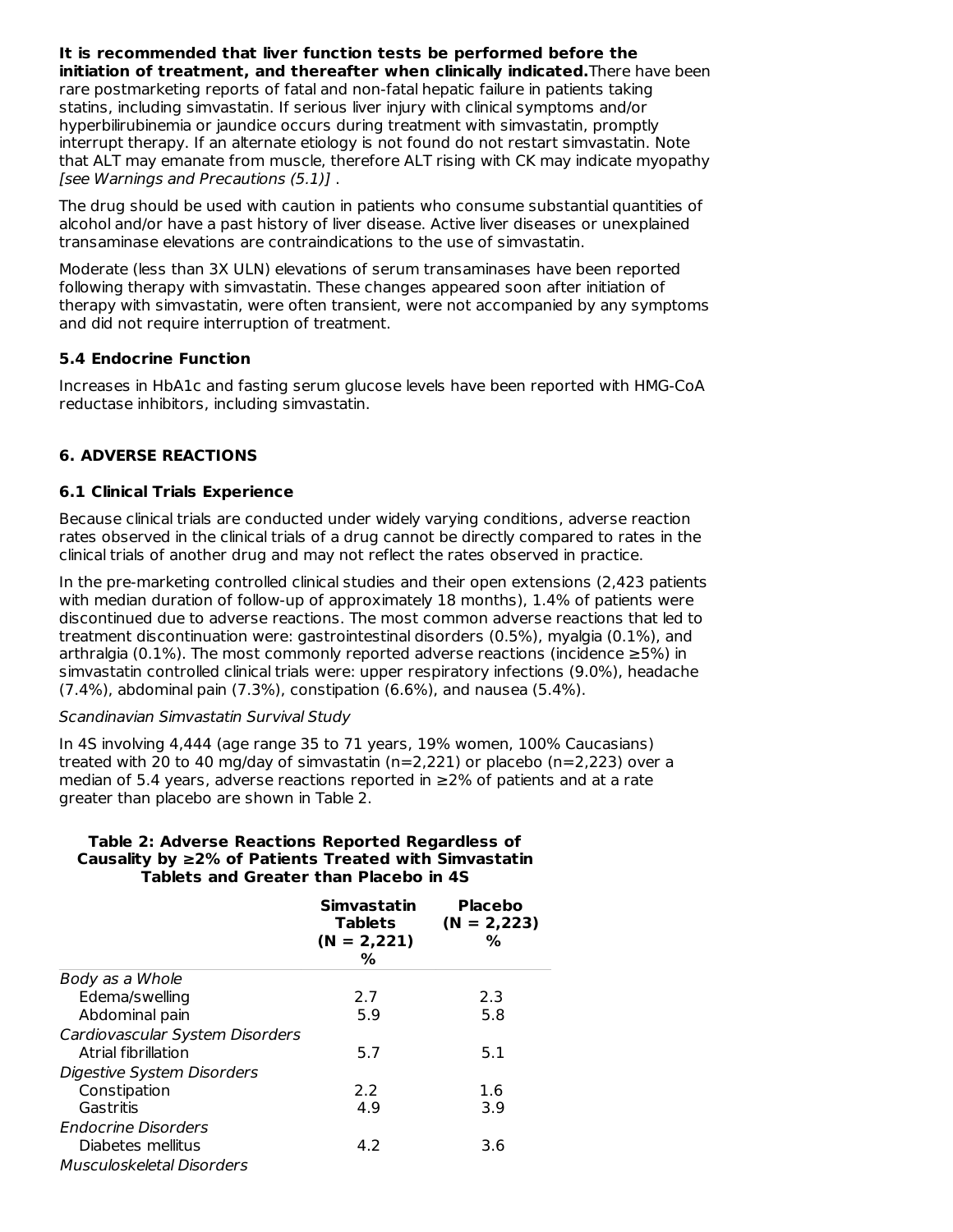**It is recommended that liver function tests be performed before the initiation of treatment, and thereafter when clinically indicated.** There have been rare postmarketing reports of fatal and non-fatal hepatic failure in patients taking statins, including simvastatin. If serious liver injury with clinical symptoms and/or hyperbilirubinemia or jaundice occurs during treatment with simvastatin, promptly interrupt therapy. If an alternate etiology is not found do not restart simvastatin. Note that ALT may emanate from muscle, therefore ALT rising with CK may indicate myopathy *[see Warnings and Precautions (5.1)]* .

The drug should be used with caution in patients who consume substantial quantities of alcohol and/or have a past history of liver disease. Active liver diseases or unexplained transaminase elevations are contraindications to the use of simvastatin.

Moderate (less than 3X ULN) elevations of serum transaminases have been reported following therapy with simvastatin. These changes appeared soon after initiation of therapy with simvastatin, were often transient, were not accompanied by any symptoms and did not require interruption of treatment.

### 5.4 Endocrine Function

Increases in HbA1c and fasting serum glucose levels have been reported with HMG-CoA reductase inhibitors, including simvastatin.

## 6. ADVERSE REACTIONS

### 6.1 Clinical Trials Experience

Because clinical trials are conducted under widely varying conditions, adverse reaction rates observed in the clinical trials of a drug cannot be directly compared to rates in the clinical trials of another drug and may not reflect the rates observed in practice.

In the pre-marketing controlled clinical studies and their open extensions (2,423 patients with median duration of follow-up of approximately 18 months), 1.4% of patients were discontinued due to adverse reactions. The most common adverse reactions that led to treatment discontinuation were: gastrointestinal disorders (0.5%), myalgia (0.1%), and arthralgia (0.1%). The most commonly reported adverse reactions (incidence ≥5%) in simvastatin controlled clinical trials were: upper respiratory infections (9.0%), headache (7.4%), abdominal pain (7.3%), constipation (6.6%), and nausea (5.4%).

*Scandinavian Simvastatin Survival Study*

In 4S involving 4,444 (age range 35 to 71 years, 19% women, 100% Caucasians) treated with 20 to 40 mg/day of simvastatin (n=2,221) or placebo (n=2,223) over a median of 5.4 years, adverse reactions reported in ≥2% of patients and at a rate greater than placebo are shown in Table 2.

**Table 2: Adverse Reactions Reported Regardless of Causality by ≥2% of Patients Treated with Simvastatin Tablets and Greater than Placebo in 4S**

| | Simvastatin Tablets (N = 2,221) % | Placebo (N = 2,223) % |
|---|---|---|
| *Body as a Whole* | | |
| Edema/swelling | 2.7 | 2.3 |
| Abdominal pain | 5.9 | 5.8 |
| *Cardiovascular System Disorders* | | |
| Atrial fibrillation | 5.7 | 5.1 |
| *Digestive System Disorders* | | |
| Constipation | 2.2 | 1.6 |
| Gastritis | 4.9 | 3.9 |
| *Endocrine Disorders* | | |
| Diabetes mellitus | 4.2 | 3.6 |
| *Musculoskeletal Disorders* | | |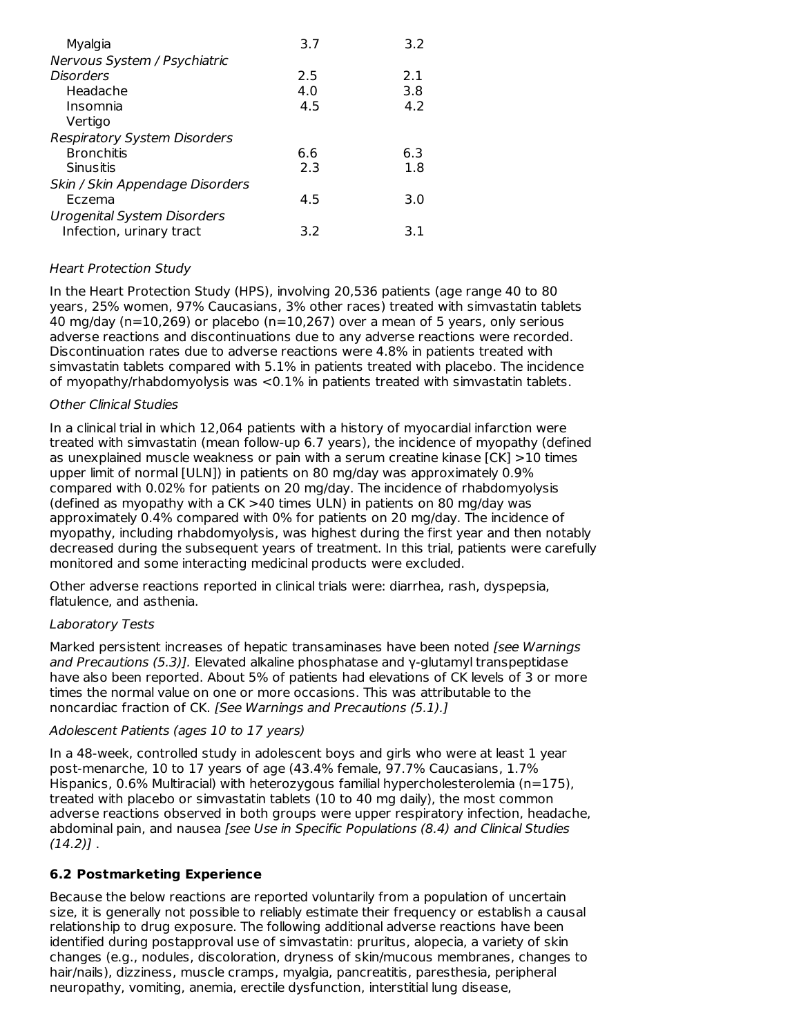| | | |
|---|---|---|
| Myalgia | 3.7 | 3.2 |
| *Nervous System / Psychiatric Disorders* | 2.5 | 2.1 |
| Headache | 4.0 | 3.8 |
| Insomnia | 4.5 | 4.2 |
| Vertigo | | |
| *Respiratory System Disorders* | | |
| Bronchitis | 6.6 | 6.3 |
| Sinusitis | 2.3 | 1.8 |
| *Skin / Skin Appendage Disorders* | | |
| Eczema | 4.5 | 3.0 |
| *Urogenital System Disorders* | | |
| Infection, urinary tract | 3.2 | 3.1 |

*Heart Protection Study*

In the Heart Protection Study (HPS), involving 20,536 patients (age range 40 to 80 years, 25% women, 97% Caucasians, 3% other races) treated with simvastatin tablets 40 mg/day (n=10,269) or placebo (n=10,267) over a mean of 5 years, only serious adverse reactions and discontinuations due to any adverse reactions were recorded. Discontinuation rates due to adverse reactions were 4.8% in patients treated with simvastatin tablets compared with 5.1% in patients treated with placebo. The incidence of myopathy/rhabdomyolysis was <0.1% in patients treated with simvastatin tablets.

*Other Clinical Studies*

In a clinical trial in which 12,064 patients with a history of myocardial infarction were treated with simvastatin (mean follow-up 6.7 years), the incidence of myopathy (defined as unexplained muscle weakness or pain with a serum creatine kinase [CK] >10 times upper limit of normal [ULN]) in patients on 80 mg/day was approximately 0.9% compared with 0.02% for patients on 20 mg/day. The incidence of rhabdomyolysis (defined as myopathy with a CK >40 times ULN) in patients on 80 mg/day was approximately 0.4% compared with 0% for patients on 20 mg/day. The incidence of myopathy, including rhabdomyolysis, was highest during the first year and then notably decreased during the subsequent years of treatment. In this trial, patients were carefully monitored and some interacting medicinal products were excluded.

Other adverse reactions reported in clinical trials were: diarrhea, rash, dyspepsia, flatulence, and asthenia.

*Laboratory Tests*

Marked persistent increases of hepatic transaminases have been noted *[see Warnings and Precautions (5.3)]*. Elevated alkaline phosphatase and γ-glutamyl transpeptidase have also been reported. About 5% of patients had elevations of CK levels of 3 or more times the normal value on one or more occasions. This was attributable to the noncardiac fraction of CK. *[See Warnings and Precautions (5.1).]*

*Adolescent Patients (ages 10 to 17 years)*

In a 48-week, controlled study in adolescent boys and girls who were at least 1 year post-menarche, 10 to 17 years of age (43.4% female, 97.7% Caucasians, 1.7% Hispanics, 0.6% Multiracial) with heterozygous familial hypercholesterolemia (n=175), treated with placebo or simvastatin tablets (10 to 40 mg daily), the most common adverse reactions observed in both groups were upper respiratory infection, headache, abdominal pain, and nausea *[see Use in Specific Populations (8.4) and Clinical Studies (14.2)]* .

### 6.2 Postmarketing Experience

Because the below reactions are reported voluntarily from a population of uncertain size, it is generally not possible to reliably estimate their frequency or establish a causal relationship to drug exposure. The following additional adverse reactions have been identified during postapproval use of simvastatin: pruritus, alopecia, a variety of skin changes (e.g., nodules, discoloration, dryness of skin/mucous membranes, changes to hair/nails), dizziness, muscle cramps, myalgia, pancreatitis, paresthesia, peripheral neuropathy, vomiting, anemia, erectile dysfunction, interstitial lung disease,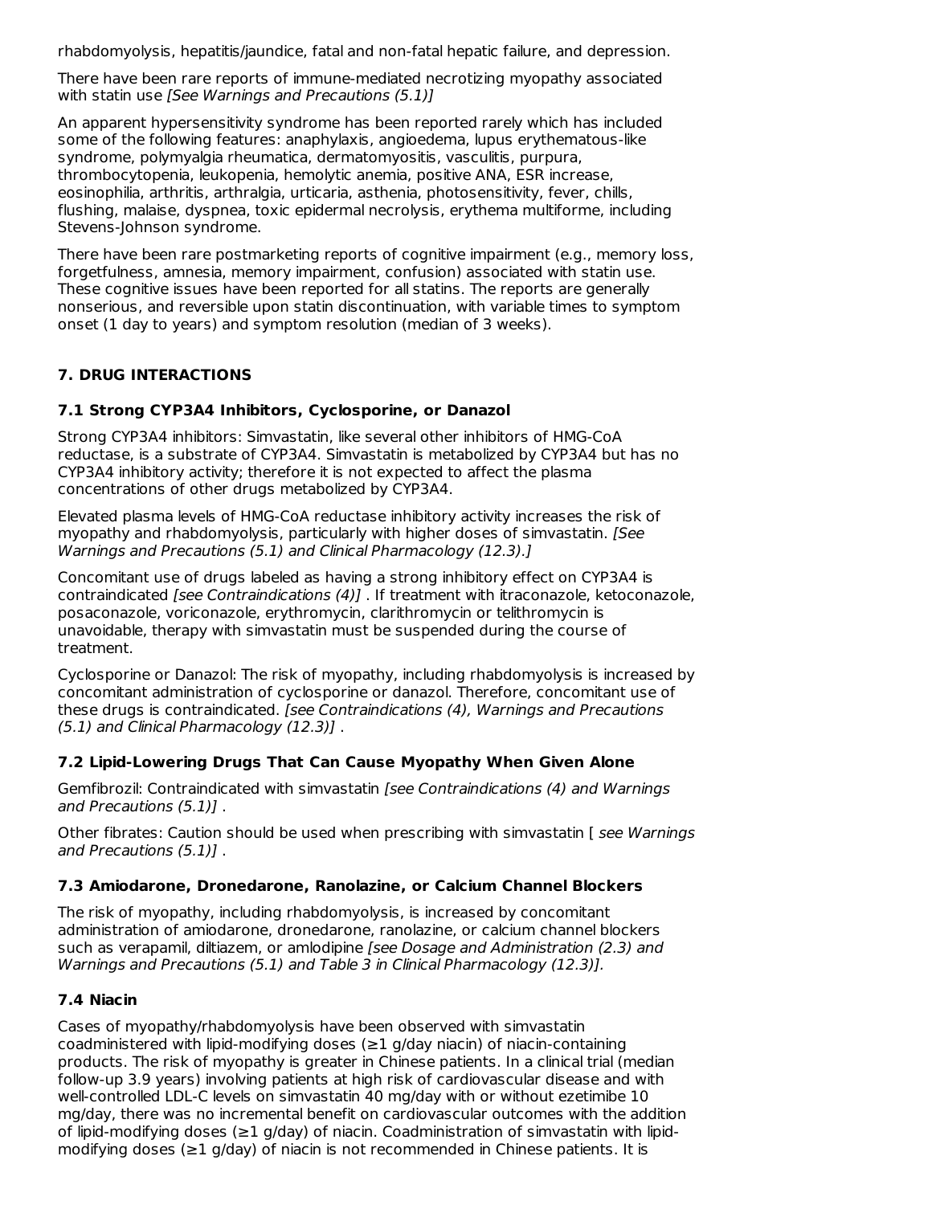rhabdomyolysis, hepatitis/jaundice, fatal and non-fatal hepatic failure, and depression.

There have been rare reports of immune-mediated necrotizing myopathy associated with statin use *[See Warnings and Precautions (5.1)]*

An apparent hypersensitivity syndrome has been reported rarely which has included some of the following features: anaphylaxis, angioedema, lupus erythematous-like syndrome, polymyalgia rheumatica, dermatomyositis, vasculitis, purpura, thrombocytopenia, leukopenia, hemolytic anemia, positive ANA, ESR increase, eosinophilia, arthritis, arthralgia, urticaria, asthenia, photosensitivity, fever, chills, flushing, malaise, dyspnea, toxic epidermal necrolysis, erythema multiforme, including Stevens-Johnson syndrome.

There have been rare postmarketing reports of cognitive impairment (e.g., memory loss, forgetfulness, amnesia, memory impairment, confusion) associated with statin use. These cognitive issues have been reported for all statins. The reports are generally nonserious, and reversible upon statin discontinuation, with variable times to symptom onset (1 day to years) and symptom resolution (median of 3 weeks).

## 7. DRUG INTERACTIONS

### 7.1 Strong CYP3A4 Inhibitors, Cyclosporine, or Danazol

Strong CYP3A4 inhibitors: Simvastatin, like several other inhibitors of HMG-CoA reductase, is a substrate of CYP3A4. Simvastatin is metabolized by CYP3A4 but has no CYP3A4 inhibitory activity; therefore it is not expected to affect the plasma concentrations of other drugs metabolized by CYP3A4.

Elevated plasma levels of HMG-CoA reductase inhibitory activity increases the risk of myopathy and rhabdomyolysis, particularly with higher doses of simvastatin. *[See Warnings and Precautions (5.1) and Clinical Pharmacology (12.3).]*

Concomitant use of drugs labeled as having a strong inhibitory effect on CYP3A4 is contraindicated *[see Contraindications (4)]* . If treatment with itraconazole, ketoconazole, posaconazole, voriconazole, erythromycin, clarithromycin or telithromycin is unavoidable, therapy with simvastatin must be suspended during the course of treatment.

Cyclosporine or Danazol: The risk of myopathy, including rhabdomyolysis is increased by concomitant administration of cyclosporine or danazol. Therefore, concomitant use of these drugs is contraindicated. *[see Contraindications (4), Warnings and Precautions (5.1) and Clinical Pharmacology (12.3)]* .

### 7.2 Lipid-Lowering Drugs That Can Cause Myopathy When Given Alone

Gemfibrozil: Contraindicated with simvastatin *[see Contraindications (4) and Warnings and Precautions (5.1)]* .

Other fibrates: Caution should be used when prescribing with simvastatin [ *see Warnings and Precautions (5.1)]* .

### 7.3 Amiodarone, Dronedarone, Ranolazine, or Calcium Channel Blockers

The risk of myopathy, including rhabdomyolysis, is increased by concomitant administration of amiodarone, dronedarone, ranolazine, or calcium channel blockers such as verapamil, diltiazem, or amlodipine *[see Dosage and Administration (2.3) and Warnings and Precautions (5.1) and Table 3 in Clinical Pharmacology (12.3)]*.

### 7.4 Niacin

Cases of myopathy/rhabdomyolysis have been observed with simvastatin coadministered with lipid-modifying doses (≥1 g/day niacin) of niacin-containing products. The risk of myopathy is greater in Chinese patients. In a clinical trial (median follow-up 3.9 years) involving patients at high risk of cardiovascular disease and with well-controlled LDL-C levels on simvastatin 40 mg/day with or without ezetimibe 10 mg/day, there was no incremental benefit on cardiovascular outcomes with the addition of lipid-modifying doses (≥1 g/day) of niacin. Coadministration of simvastatin with lipid-modifying doses (≥1 g/day) of niacin is not recommended in Chinese patients. It is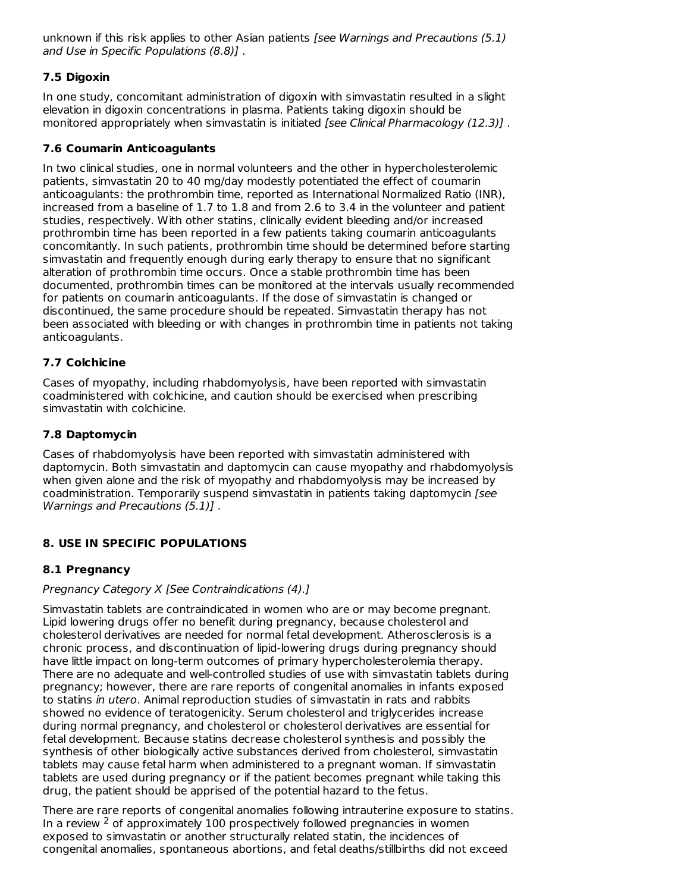unknown if this risk applies to other Asian patients *[see Warnings and Precautions (5.1) and Use in Specific Populations (8.8)]* .

### 7.5 Digoxin

In one study, concomitant administration of digoxin with simvastatin resulted in a slight elevation in digoxin concentrations in plasma. Patients taking digoxin should be monitored appropriately when simvastatin is initiated *[see Clinical Pharmacology (12.3)]* .

### 7.6 Coumarin Anticoagulants

In two clinical studies, one in normal volunteers and the other in hypercholesterolemic patients, simvastatin 20 to 40 mg/day modestly potentiated the effect of coumarin anticoagulants: the prothrombin time, reported as International Normalized Ratio (INR), increased from a baseline of 1.7 to 1.8 and from 2.6 to 3.4 in the volunteer and patient studies, respectively. With other statins, clinically evident bleeding and/or increased prothrombin time has been reported in a few patients taking coumarin anticoagulants concomitantly. In such patients, prothrombin time should be determined before starting simvastatin and frequently enough during early therapy to ensure that no significant alteration of prothrombin time occurs. Once a stable prothrombin time has been documented, prothrombin times can be monitored at the intervals usually recommended for patients on coumarin anticoagulants. If the dose of simvastatin is changed or discontinued, the same procedure should be repeated. Simvastatin therapy has not been associated with bleeding or with changes in prothrombin time in patients not taking anticoagulants.

### 7.7 Colchicine

Cases of myopathy, including rhabdomyolysis, have been reported with simvastatin coadministered with colchicine, and caution should be exercised when prescribing simvastatin with colchicine.

### 7.8 Daptomycin

Cases of rhabdomyolysis have been reported with simvastatin administered with daptomycin. Both simvastatin and daptomycin can cause myopathy and rhabdomyolysis when given alone and the risk of myopathy and rhabdomyolysis may be increased by coadministration. Temporarily suspend simvastatin in patients taking daptomycin *[see Warnings and Precautions (5.1)]* .

## 8. USE IN SPECIFIC POPULATIONS

### 8.1 Pregnancy

*Pregnancy Category X [See Contraindications (4).]*

Simvastatin tablets are contraindicated in women who are or may become pregnant. Lipid lowering drugs offer no benefit during pregnancy, because cholesterol and cholesterol derivatives are needed for normal fetal development. Atherosclerosis is a chronic process, and discontinuation of lipid-lowering drugs during pregnancy should have little impact on long-term outcomes of primary hypercholesterolemia therapy. There are no adequate and well-controlled studies of use with simvastatin tablets during pregnancy; however, there are rare reports of congenital anomalies in infants exposed to statins *in utero*. Animal reproduction studies of simvastatin in rats and rabbits showed no evidence of teratogenicity. Serum cholesterol and triglycerides increase during normal pregnancy, and cholesterol or cholesterol derivatives are essential for fetal development. Because statins decrease cholesterol synthesis and possibly the synthesis of other biologically active substances derived from cholesterol, simvastatin tablets may cause fetal harm when administered to a pregnant woman. If simvastatin tablets are used during pregnancy or if the patient becomes pregnant while taking this drug, the patient should be apprised of the potential hazard to the fetus.

There are rare reports of congenital anomalies following intrauterine exposure to statins. In a review [2] of approximately 100 prospectively followed pregnancies in women exposed to simvastatin or another structurally related statin, the incidences of congenital anomalies, spontaneous abortions, and fetal deaths/stillbirths did not exceed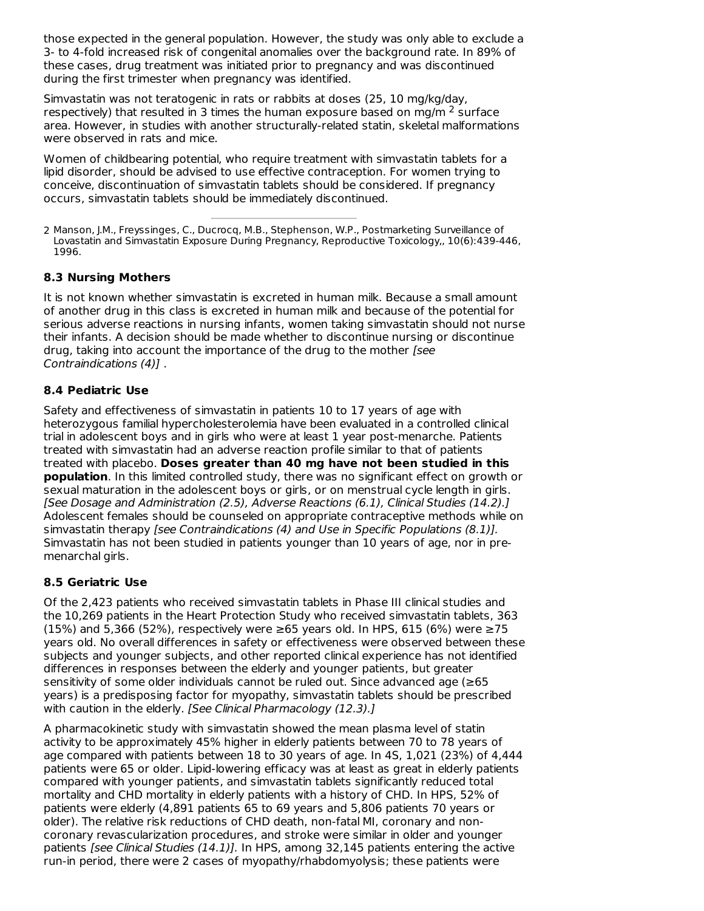those expected in the general population. However, the study was only able to exclude a 3- to 4-fold increased risk of congenital anomalies over the background rate. In 89% of these cases, drug treatment was initiated prior to pregnancy and was discontinued during the first trimester when pregnancy was identified.

Simvastatin was not teratogenic in rats or rabbits at doses (25, 10 mg/kg/day, respectively) that resulted in 3 times the human exposure based on mg/m $^2$ surface area. However, in studies with another structurally-related statin, skeletal malformations were observed in rats and mice.

Women of childbearing potential, who require treatment with simvastatin tablets for a lipid disorder, should be advised to use effective contraception. For women trying to conceive, discontinuation of simvastatin tablets should be considered. If pregnancy occurs, simvastatin tablets should be immediately discontinued.

---

2 Manson, J.M., Freyssinges, C., Ducrocq, M.B., Stephenson, W.P., Postmarketing Surveillance of Lovastatin and Simvastatin Exposure During Pregnancy, Reproductive Toxicology,, 10(6):439-446, 1996.

### 8.3 Nursing Mothers

It is not known whether simvastatin is excreted in human milk. Because a small amount of another drug in this class is excreted in human milk and because of the potential for serious adverse reactions in nursing infants, women taking simvastatin should not nurse their infants. A decision should be made whether to discontinue nursing or discontinue drug, taking into account the importance of the drug to the mother *[see Contraindications (4)]* .

### 8.4 Pediatric Use

Safety and effectiveness of simvastatin in patients 10 to 17 years of age with heterozygous familial hypercholesterolemia have been evaluated in a controlled clinical trial in adolescent boys and in girls who were at least 1 year post-menarche. Patients treated with simvastatin had an adverse reaction profile similar to that of patients treated with placebo. **Doses greater than 40 mg have not been studied in this population**. In this limited controlled study, there was no significant effect on growth or sexual maturation in the adolescent boys or girls, or on menstrual cycle length in girls. *[See Dosage and Administration (2.5), Adverse Reactions (6.1), Clinical Studies (14.2).]* Adolescent females should be counseled on appropriate contraceptive methods while on simvastatin therapy *[see Contraindications (4) and Use in Specific Populations (8.1)].* Simvastatin has not been studied in patients younger than 10 years of age, nor in pre-menarchal girls.

### 8.5 Geriatric Use

Of the 2,423 patients who received simvastatin tablets in Phase III clinical studies and the 10,269 patients in the Heart Protection Study who received simvastatin tablets, 363 (15%) and 5,366 (52%), respectively were ≥65 years old. In HPS, 615 (6%) were ≥75 years old. No overall differences in safety or effectiveness were observed between these subjects and younger subjects, and other reported clinical experience has not identified differences in responses between the elderly and younger patients, but greater sensitivity of some older individuals cannot be ruled out. Since advanced age (≥65 years) is a predisposing factor for myopathy, simvastatin tablets should be prescribed with caution in the elderly. *[See Clinical Pharmacology (12.3).]*

A pharmacokinetic study with simvastatin showed the mean plasma level of statin activity to be approximately 45% higher in elderly patients between 70 to 78 years of age compared with patients between 18 to 30 years of age. In 4S, 1,021 (23%) of 4,444 patients were 65 or older. Lipid-lowering efficacy was at least as great in elderly patients compared with younger patients, and simvastatin tablets significantly reduced total mortality and CHD mortality in elderly patients with a history of CHD. In HPS, 52% of patients were elderly (4,891 patients 65 to 69 years and 5,806 patients 70 years or older). The relative risk reductions of CHD death, non-fatal MI, coronary and non-coronary revascularization procedures, and stroke were similar in older and younger patients *[see Clinical Studies (14.1)].* In HPS, among 32,145 patients entering the active run-in period, there were 2 cases of myopathy/rhabdomyolysis; these patients were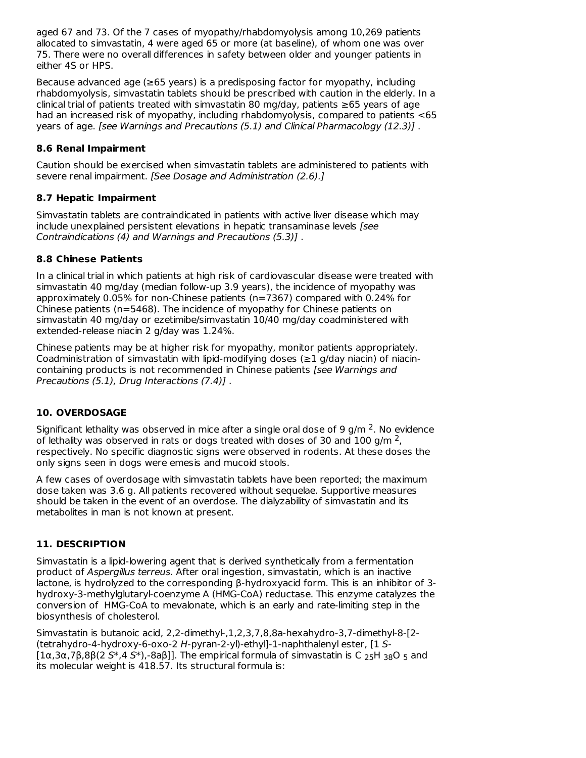aged 67 and 73. Of the 7 cases of myopathy/rhabdomyolysis among 10,269 patients allocated to simvastatin, 4 were aged 65 or more (at baseline), of whom one was over 75. There were no overall differences in safety between older and younger patients in either 4S or HPS.

Because advanced age (≥65 years) is a predisposing factor for myopathy, including rhabdomyolysis, simvastatin tablets should be prescribed with caution in the elderly. In a clinical trial of patients treated with simvastatin 80 mg/day, patients ≥65 years of age had an increased risk of myopathy, including rhabdomyolysis, compared to patients <65 years of age. *[see Warnings and Precautions (5.1) and Clinical Pharmacology (12.3)]* .

### 8.6 Renal Impairment

Caution should be exercised when simvastatin tablets are administered to patients with severe renal impairment. *[See Dosage and Administration (2.6).]*

### 8.7 Hepatic Impairment

Simvastatin tablets are contraindicated in patients with active liver disease which may include unexplained persistent elevations in hepatic transaminase levels *[see Contraindications (4) and Warnings and Precautions (5.3)]* .

### 8.8 Chinese Patients

In a clinical trial in which patients at high risk of cardiovascular disease were treated with simvastatin 40 mg/day (median follow-up 3.9 years), the incidence of myopathy was approximately 0.05% for non-Chinese patients (n=7367) compared with 0.24% for Chinese patients (n=5468). The incidence of myopathy for Chinese patients on simvastatin 40 mg/day or ezetimibe/simvastatin 10/40 mg/day coadministered with extended-release niacin 2 g/day was 1.24%.

Chinese patients may be at higher risk for myopathy, monitor patients appropriately. Coadministration of simvastatin with lipid-modifying doses (≥1 g/day niacin) of niacin-containing products is not recommended in Chinese patients *[see Warnings and Precautions (5.1), Drug Interactions (7.4)]* .

## 10. OVERDOSAGE

Significant lethality was observed in mice after a single oral dose of 9 g/m $^2$. No evidence of lethality was observed in rats or dogs treated with doses of 30 and 100 g/m $^2$, respectively. No specific diagnostic signs were observed in rodents. At these doses the only signs seen in dogs were emesis and mucoid stools.

A few cases of overdosage with simvastatin tablets have been reported; the maximum dose taken was 3.6 g. All patients recovered without sequelae. Supportive measures should be taken in the event of an overdose. The dialyzability of simvastatin and its metabolites in man is not known at present.

## 11. DESCRIPTION

Simvastatin is a lipid-lowering agent that is derived synthetically from a fermentation product of *Aspergillus terreus*. After oral ingestion, simvastatin, which is an inactive lactone, is hydrolyzed to the corresponding β-hydroxyacid form. This is an inhibitor of 3-hydroxy-3-methylglutaryl-coenzyme A (HMG-CoA) reductase. This enzyme catalyzes the conversion of HMG-CoA to mevalonate, which is an early and rate-limiting step in the biosynthesis of cholesterol.

Simvastatin is butanoic acid, 2,2-dimethyl-,1,2,3,7,8,8a-hexahydro-3,7-dimethyl-8-[2-(tetrahydro-4-hydroxy-6-oxo-2 *H*-pyran-2-yl)-ethyl]-1-naphthalenyl ester, [1 *S*-[1α,3α,7β,8β(2 *S*\*,4 *S*\*),-8aβ]]. The empirical formula of simvastatin is $C_{25}H_{38}O_5$ and its molecular weight is 418.57. Its structural formula is: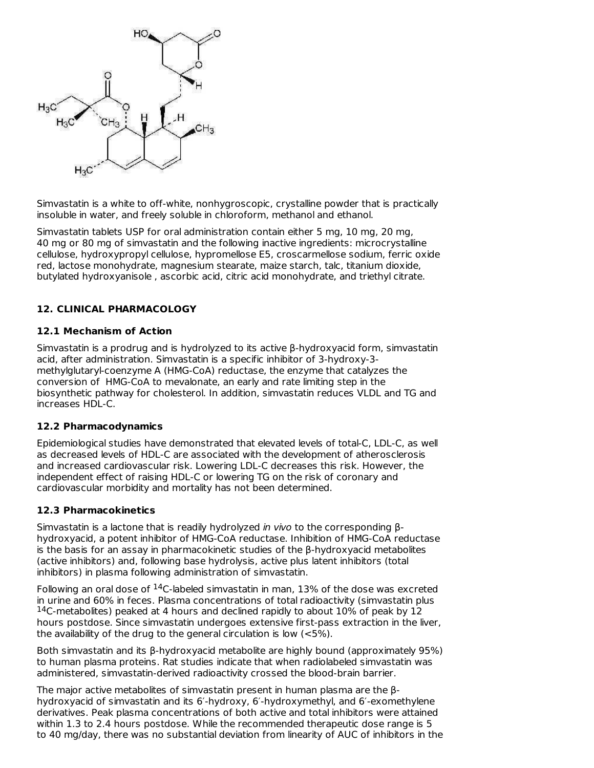Simvastatin is a white to off-white, nonhygroscopic, crystalline powder that is practically insoluble in water, and freely soluble in chloroform, methanol and ethanol.

Simvastatin tablets USP for oral administration contain either 5 mg, 10 mg, 20 mg, 40 mg or 80 mg of simvastatin and the following inactive ingredients: microcrystalline cellulose, hydroxypropyl cellulose, hypromellose E5, croscarmellose sodium, ferric oxide red, lactose monohydrate, magnesium stearate, maize starch, talc, titanium dioxide, butylated hydroxyanisole , ascorbic acid, citric acid monohydrate, and triethyl citrate.

## 12. CLINICAL PHARMACOLOGY

### 12.1 Mechanism of Action

Simvastatin is a prodrug and is hydrolyzed to its active β-hydroxyacid form, simvastatin acid, after administration. Simvastatin is a specific inhibitor of 3-hydroxy-3-methylglutaryl-coenzyme A (HMG-CoA) reductase, the enzyme that catalyzes the conversion of HMG-CoA to mevalonate, an early and rate limiting step in the biosynthetic pathway for cholesterol. In addition, simvastatin reduces VLDL and TG and increases HDL-C.

### 12.2 Pharmacodynamics

Epidemiological studies have demonstrated that elevated levels of total-C, LDL-C, as well as decreased levels of HDL-C are associated with the development of atherosclerosis and increased cardiovascular risk. Lowering LDL-C decreases this risk. However, the independent effect of raising HDL-C or lowering TG on the risk of coronary and cardiovascular morbidity and mortality has not been determined.

### 12.3 Pharmacokinetics

Simvastatin is a lactone that is readily hydrolyzed *in vivo* to the corresponding β-hydroxyacid, a potent inhibitor of HMG-CoA reductase. Inhibition of HMG-CoA reductase is the basis for an assay in pharmacokinetic studies of the β-hydroxyacid metabolites (active inhibitors) and, following base hydrolysis, active plus latent inhibitors (total inhibitors) in plasma following administration of simvastatin.

Following an oral dose of $^{14}C$-labeled simvastatin in man, 13% of the dose was excreted in urine and 60% in feces. Plasma concentrations of total radioactivity (simvastatin plus $^{14}C$-metabolites) peaked at 4 hours and declined rapidly to about 10% of peak by 12 hours postdose. Since simvastatin undergoes extensive first-pass extraction in the liver, the availability of the drug to the general circulation is low (<5%).

Both simvastatin and its β-hydroxyacid metabolite are highly bound (approximately 95%) to human plasma proteins. Rat studies indicate that when radiolabeled simvastatin was administered, simvastatin-derived radioactivity crossed the blood-brain barrier.

The major active metabolites of simvastatin present in human plasma are the β-hydroxyacid of simvastatin and its 6′-hydroxy, 6′-hydroxymethyl, and 6′-exomethylene derivatives. Peak plasma concentrations of both active and total inhibitors were attained within 1.3 to 2.4 hours postdose. While the recommended therapeutic dose range is 5 to 40 mg/day, there was no substantial deviation from linearity of AUC of inhibitors in the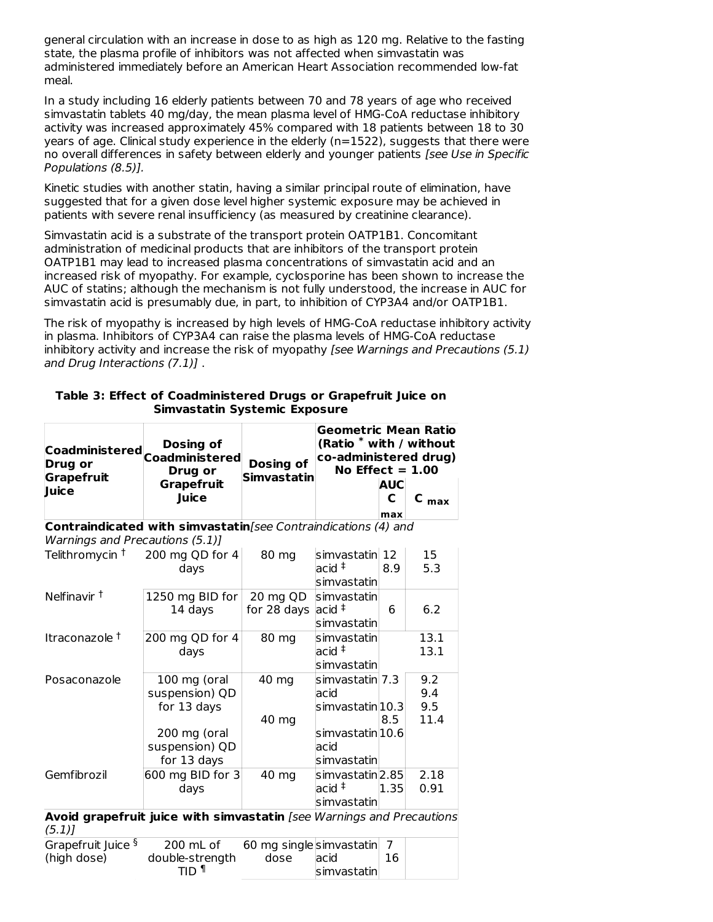general circulation with an increase in dose to as high as 120 mg. Relative to the fasting state, the plasma profile of inhibitors was not affected when simvastatin was administered immediately before an American Heart Association recommended low-fat meal.

In a study including 16 elderly patients between 70 and 78 years of age who received simvastatin tablets 40 mg/day, the mean plasma level of HMG-CoA reductase inhibitory activity was increased approximately 45% compared with 18 patients between 18 to 30 years of age. Clinical study experience in the elderly (n=1522), suggests that there were no overall differences in safety between elderly and younger patients *[see Use in Specific Populations (8.5)].*

Kinetic studies with another statin, having a similar principal route of elimination, have suggested that for a given dose level higher systemic exposure may be achieved in patients with severe renal insufficiency (as measured by creatinine clearance).

Simvastatin acid is a substrate of the transport protein OATP1B1. Concomitant administration of medicinal products that are inhibitors of the transport protein OATP1B1 may lead to increased plasma concentrations of simvastatin acid and an increased risk of myopathy. For example, cyclosporine has been shown to increase the AUC of statins; although the mechanism is not fully understood, the increase in AUC for simvastatin acid is presumably due, in part, to inhibition of CYP3A4 and/or OATP1B1.

The risk of myopathy is increased by high levels of HMG-CoA reductase inhibitory activity in plasma. Inhibitors of CYP3A4 can raise the plasma levels of HMG-CoA reductase inhibitory activity and increase the risk of myopathy *[see Warnings and Precautions (5.1) and Drug Interactions (7.1)]* .

**Table 3: Effect of Coadministered Drugs or Grapefruit Juice on Simvastatin Systemic Exposure**

| Coadministered Drug or Grapefruit Juice | Dosing of Coadministered Drug or Grapefruit Juice | Dosing of Simvastatin | Geometric Mean Ratio (Ratio * with / without co-administered drug) No Effect = 1.00 | | |
|---|---|---|---|---|---|
| | | | | AUC | $C_{max}$ |
| **Contraindicated with simvastatin** *[see Contraindications (4) and Warnings and Precautions (5.1)]* | | | | | |
| Telithromycin † | 200 mg QD for 4 days | 80 mg | simvastatin acid ‡ | 12 | 15 |
| | | | simvastatin | 8.9 | 5.3 |
| Nelfinavir † | 1250 mg BID for 14 days | 20 mg QD for 28 days | simvastatin acid ‡ | | |
| | | | simvastatin | 6 | 6.2 |
| Itraconazole † | 200 mg QD for 4 days | 80 mg | simvastatin acid ‡ | | 13.1 |
| | | | simvastatin | | 13.1 |
| Posaconazole | 100 mg (oral suspension) QD for 13 days | 40 mg | simvastatin acid | 7.3 | 9.2 |
| | | | simvastatin | 10.3 | 9.4 |
| | 200 mg (oral suspension) QD for 13 days | 40 mg | simvastatin acid | 8.5 | 9.5 |
| | | | simvastatin | 10.6 | 11.4 |
| Gemfibrozil | 600 mg BID for 3 days | 40 mg | simvastatin acid ‡ | 2.85 | 2.18 |
| | | | simvastatin | 1.35 | 0.91 |
| **Avoid grapefruit juice with simvastatin** *[see Warnings and Precautions (5.1)]* | | | | | |
| Grapefruit Juice § (high dose) | 200 mL of double-strength TID ¶ | 60 mg single dose | simvastatin acid | 7 | |
| | | | simvastatin | 16 | |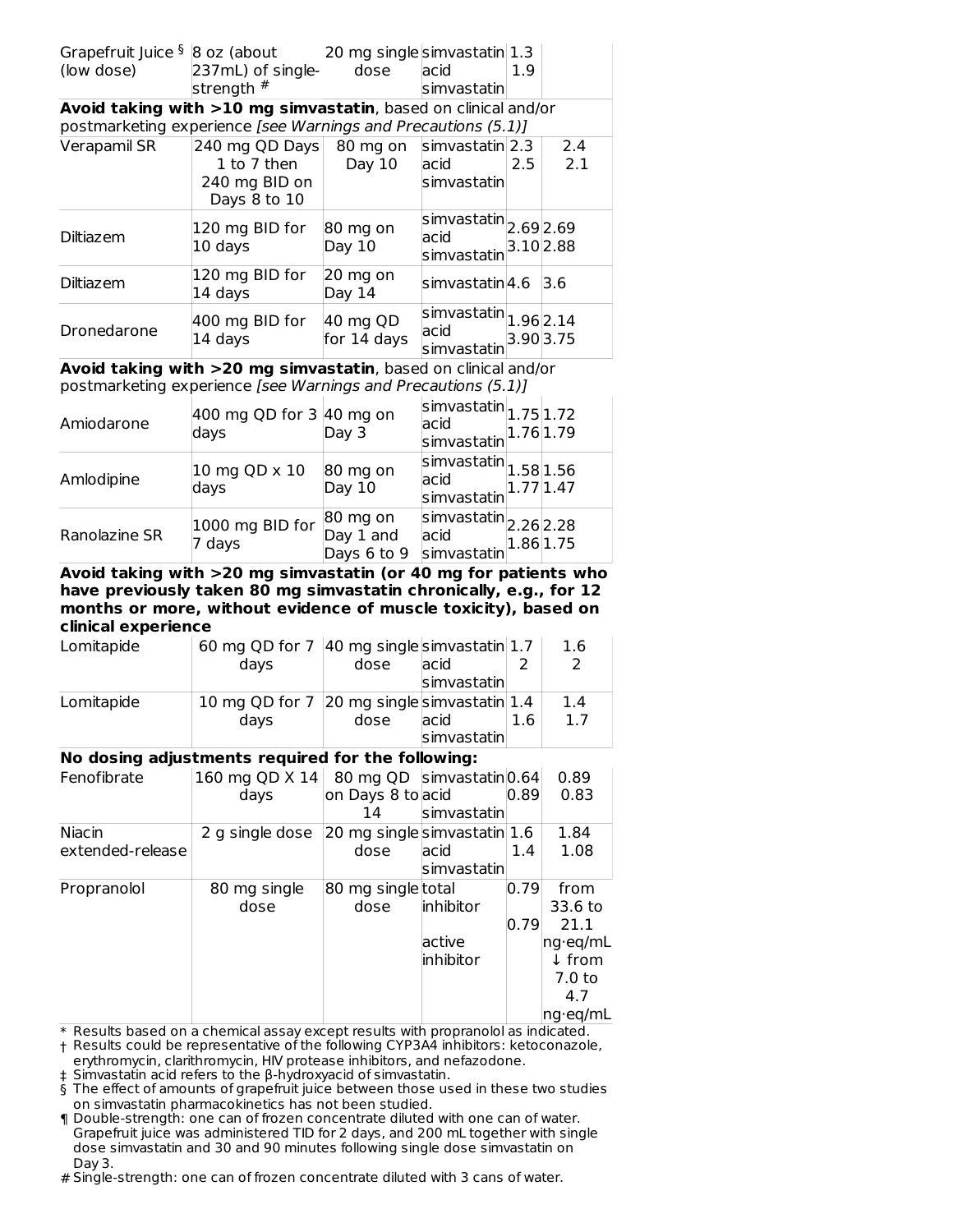| Grapefruit Juice § (low dose) | 8 oz (about 237mL) of single-strength # | 20 mg single dose | simvastatin acid<br>simvastatin | 1.3<br>1.9 | |
|---|---|---|---|---|---|
| **Avoid taking with >10 mg simvastatin**, based on clinical and/or postmarketing experience *[see Warnings and Precautions (5.1)]* | | | | | |
| Verapamil SR | 240 mg QD Days 1 to 7 then 240 mg BID on Days 8 to 10 | 80 mg on Day 10 | simvastatin acid<br>simvastatin | 2.3<br>2.5 | 2.4<br>2.1 |
| Diltiazem | 120 mg BID for 10 days | 80 mg on Day 10 | simvastatin acid<br>simvastatin | 2.69<br>3.10 | 2.69<br>2.88 |
| Diltiazem | 120 mg BID for 14 days | 20 mg on Day 14 | simvastatin | 4.6 | 3.6 |
| Dronedarone | 400 mg BID for 14 days | 40 mg QD for 14 days | simvastatin acid<br>simvastatin | 1.96<br>3.90 | 2.14<br>3.75 |
| **Avoid taking with >20 mg simvastatin**, based on clinical and/or postmarketing experience *[see Warnings and Precautions (5.1)]* | | | | | |
| Amiodarone | 400 mg QD for 3 days | 40 mg on Day 3 | simvastatin acid<br>simvastatin | 1.75<br>1.76 | 1.72<br>1.79 |
| Amlodipine | 10 mg QD x 10 days | 80 mg on Day 10 | simvastatin acid<br>simvastatin | 1.58<br>1.77 | 1.56<br>1.47 |
| Ranolazine SR | 1000 mg BID for 7 days | 80 mg on Day 1 and Days 6 to 9 | simvastatin acid<br>simvastatin | 2.26<br>1.86 | 2.28<br>1.75 |
| **Avoid taking with >20 mg simvastatin (or 40 mg for patients who have previously taken 80 mg simvastatin chronically, e.g., for 12 months or more, without evidence of muscle toxicity), based on clinical experience** | | | | | |
| Lomitapide | 60 mg QD for 7 days | 40 mg single dose | simvastatin acid<br>simvastatin | 1.7<br>2 | 1.6<br>2 |
| Lomitapide | 10 mg QD for 7 days | 20 mg single dose | simvastatin acid<br>simvastatin | 1.4<br>1.6 | 1.4<br>1.7 |
| **No dosing adjustments required for the following:** | | | | | |
| Fenofibrate | 160 mg QD X 14 days | 80 mg QD on Days 8 to 14 | simvastatin acid<br>simvastatin | 0.64<br>0.89 | 0.89<br>0.83 |
| Niacin extended-release | 2 g single dose | 20 mg single dose | simvastatin acid<br>simvastatin | 1.6<br>1.4 | 1.84<br>1.08 |
| Propranolol | 80 mg single dose | 80 mg single dose | total inhibitor<br><br>active inhibitor | 0.79<br><br>0.79 | from 33.6 to 21.1 ng·eq/mL<br>↓ from 7.0 to 4.7 ng·eq/mL |

\* Results based on a chemical assay except results with propranolol as indicated.

† Results could be representative of the following CYP3A4 inhibitors: ketoconazole, erythromycin, clarithromycin, HIV protease inhibitors, and nefazodone.

‡ Simvastatin acid refers to the β-hydroxyacid of simvastatin.

§ The effect of amounts of grapefruit juice between those used in these two studies on simvastatin pharmacokinetics has not been studied.

¶ Double-strength: one can of frozen concentrate diluted with one can of water. Grapefruit juice was administered TID for 2 days, and 200 mL together with single dose simvastatin and 30 and 90 minutes following single dose simvastatin on Day 3.

\# Single-strength: one can of frozen concentrate diluted with 3 cans of water.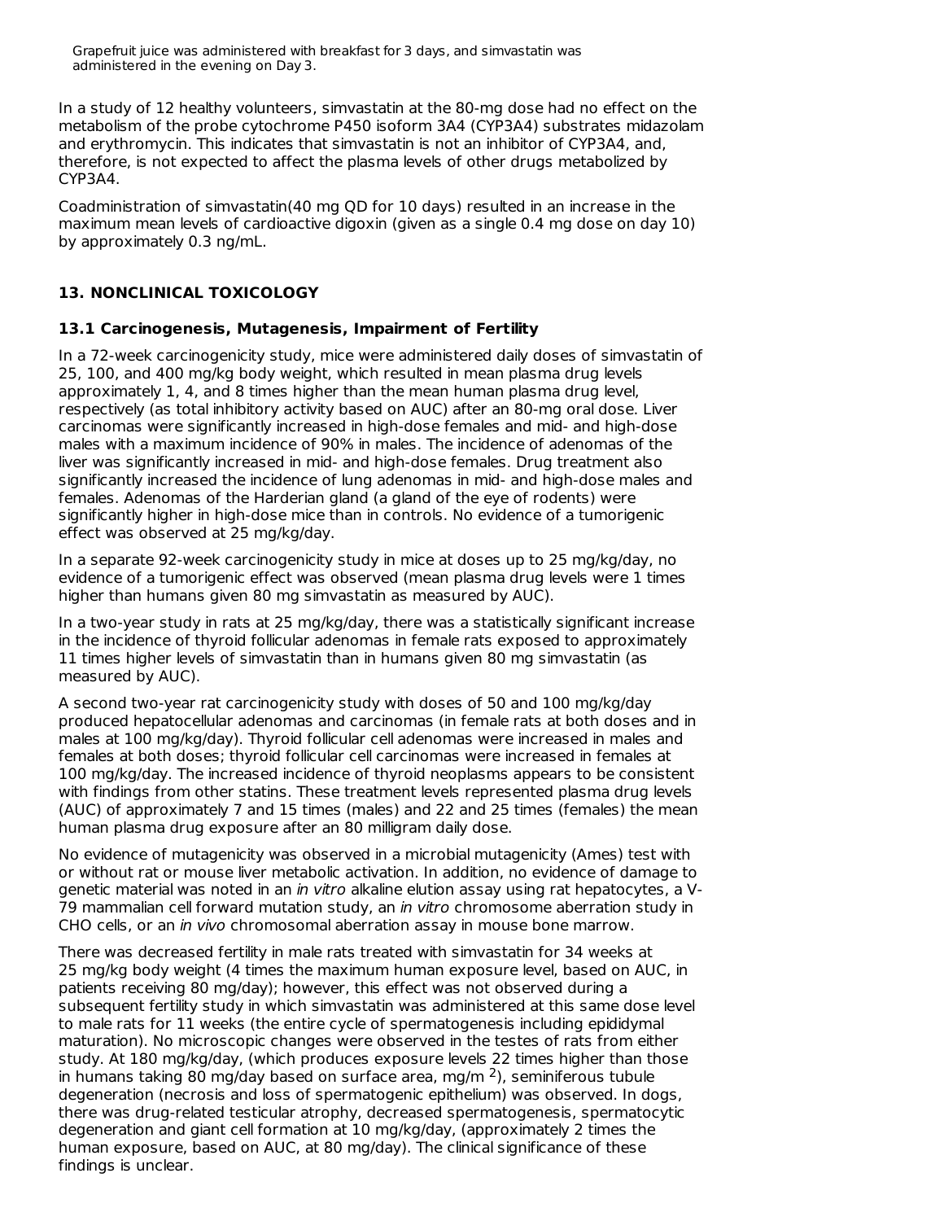Grapefruit juice was administered with breakfast for 3 days, and simvastatin was administered in the evening on Day 3.

In a study of 12 healthy volunteers, simvastatin at the 80-mg dose had no effect on the metabolism of the probe cytochrome P450 isoform 3A4 (CYP3A4) substrates midazolam and erythromycin. This indicates that simvastatin is not an inhibitor of CYP3A4, and, therefore, is not expected to affect the plasma levels of other drugs metabolized by CYP3A4.

Coadministration of simvastatin(40 mg QD for 10 days) resulted in an increase in the maximum mean levels of cardioactive digoxin (given as a single 0.4 mg dose on day 10) by approximately 0.3 ng/mL.

## 13. NONCLINICAL TOXICOLOGY

### 13.1 Carcinogenesis, Mutagenesis, Impairment of Fertility

In a 72-week carcinogenicity study, mice were administered daily doses of simvastatin of 25, 100, and 400 mg/kg body weight, which resulted in mean plasma drug levels approximately 1, 4, and 8 times higher than the mean human plasma drug level, respectively (as total inhibitory activity based on AUC) after an 80-mg oral dose. Liver carcinomas were significantly increased in high-dose females and mid- and high-dose males with a maximum incidence of 90% in males. The incidence of adenomas of the liver was significantly increased in mid- and high-dose females. Drug treatment also significantly increased the incidence of lung adenomas in mid- and high-dose males and females. Adenomas of the Harderian gland (a gland of the eye of rodents) were significantly higher in high-dose mice than in controls. No evidence of a tumorigenic effect was observed at 25 mg/kg/day.

In a separate 92-week carcinogenicity study in mice at doses up to 25 mg/kg/day, no evidence of a tumorigenic effect was observed (mean plasma drug levels were 1 times higher than humans given 80 mg simvastatin as measured by AUC).

In a two-year study in rats at 25 mg/kg/day, there was a statistically significant increase in the incidence of thyroid follicular adenomas in female rats exposed to approximately 11 times higher levels of simvastatin than in humans given 80 mg simvastatin (as measured by AUC).

A second two-year rat carcinogenicity study with doses of 50 and 100 mg/kg/day produced hepatocellular adenomas and carcinomas (in female rats at both doses and in males at 100 mg/kg/day). Thyroid follicular cell adenomas were increased in males and females at both doses; thyroid follicular cell carcinomas were increased in females at 100 mg/kg/day. The increased incidence of thyroid neoplasms appears to be consistent with findings from other statins. These treatment levels represented plasma drug levels (AUC) of approximately 7 and 15 times (males) and 22 and 25 times (females) the mean human plasma drug exposure after an 80 milligram daily dose.

No evidence of mutagenicity was observed in a microbial mutagenicity (Ames) test with or without rat or mouse liver metabolic activation. In addition, no evidence of damage to genetic material was noted in an *in vitro* alkaline elution assay using rat hepatocytes, a V-79 mammalian cell forward mutation study, an *in vitro* chromosome aberration study in CHO cells, or an *in vivo* chromosomal aberration assay in mouse bone marrow.

There was decreased fertility in male rats treated with simvastatin for 34 weeks at 25 mg/kg body weight (4 times the maximum human exposure level, based on AUC, in patients receiving 80 mg/day); however, this effect was not observed during a subsequent fertility study in which simvastatin was administered at this same dose level to male rats for 11 weeks (the entire cycle of spermatogenesis including epididymal maturation). No microscopic changes were observed in the testes of rats from either study. At 180 mg/kg/day, (which produces exposure levels 22 times higher than those in humans taking 80 mg/day based on surface area, mg/m $^2$), seminiferous tubule degeneration (necrosis and loss of spermatogenic epithelium) was observed. In dogs, there was drug-related testicular atrophy, decreased spermatogenesis, spermatocytic degeneration and giant cell formation at 10 mg/kg/day, (approximately 2 times the human exposure, based on AUC, at 80 mg/day). The clinical significance of these findings is unclear.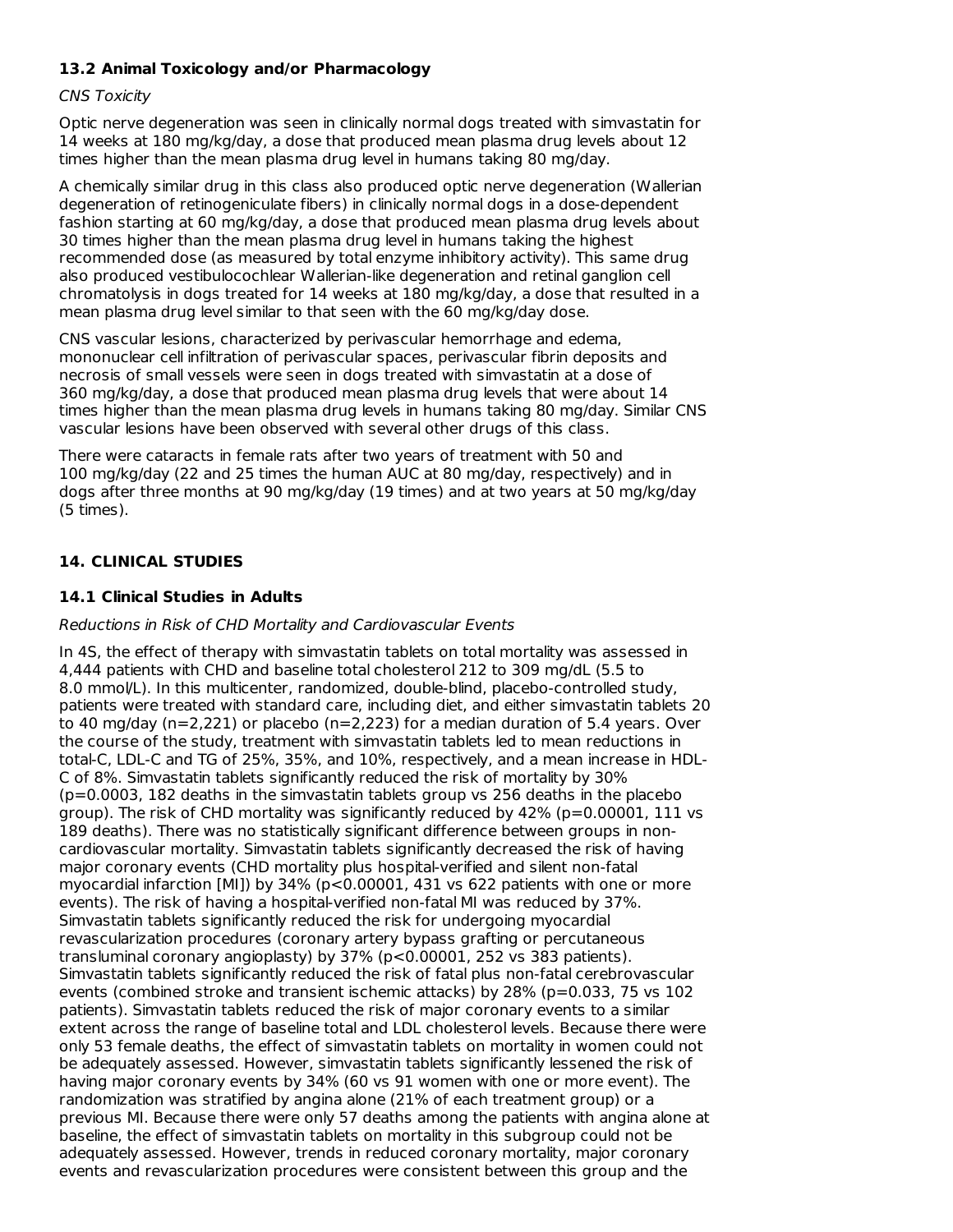### 13.2 Animal Toxicology and/or Pharmacology

*CNS Toxicity*

Optic nerve degeneration was seen in clinically normal dogs treated with simvastatin for 14 weeks at 180 mg/kg/day, a dose that produced mean plasma drug levels about 12 times higher than the mean plasma drug level in humans taking 80 mg/day.

A chemically similar drug in this class also produced optic nerve degeneration (Wallerian degeneration of retinogeniculate fibers) in clinically normal dogs in a dose-dependent fashion starting at 60 mg/kg/day, a dose that produced mean plasma drug levels about 30 times higher than the mean plasma drug level in humans taking the highest recommended dose (as measured by total enzyme inhibitory activity). This same drug also produced vestibulocochlear Wallerian-like degeneration and retinal ganglion cell chromatolysis in dogs treated for 14 weeks at 180 mg/kg/day, a dose that resulted in a mean plasma drug level similar to that seen with the 60 mg/kg/day dose.

CNS vascular lesions, characterized by perivascular hemorrhage and edema, mononuclear cell infiltration of perivascular spaces, perivascular fibrin deposits and necrosis of small vessels were seen in dogs treated with simvastatin at a dose of 360 mg/kg/day, a dose that produced mean plasma drug levels that were about 14 times higher than the mean plasma drug levels in humans taking 80 mg/day. Similar CNS vascular lesions have been observed with several other drugs of this class.

There were cataracts in female rats after two years of treatment with 50 and 100 mg/kg/day (22 and 25 times the human AUC at 80 mg/day, respectively) and in dogs after three months at 90 mg/kg/day (19 times) and at two years at 50 mg/kg/day (5 times).

## 14. CLINICAL STUDIES

### 14.1 Clinical Studies in Adults

*Reductions in Risk of CHD Mortality and Cardiovascular Events*

In 4S, the effect of therapy with simvastatin tablets on total mortality was assessed in 4,444 patients with CHD and baseline total cholesterol 212 to 309 mg/dL (5.5 to 8.0 mmol/L). In this multicenter, randomized, double-blind, placebo-controlled study, patients were treated with standard care, including diet, and either simvastatin tablets 20 to 40 mg/day (n=2,221) or placebo (n=2,223) for a median duration of 5.4 years. Over the course of the study, treatment with simvastatin tablets led to mean reductions in total-C, LDL-C and TG of 25%, 35%, and 10%, respectively, and a mean increase in HDL-C of 8%. Simvastatin tablets significantly reduced the risk of mortality by 30% ($p=0.0003$, 182 deaths in the simvastatin tablets group vs 256 deaths in the placebo group). The risk of CHD mortality was significantly reduced by 42% ($p=0.00001$, 111 vs 189 deaths). There was no statistically significant difference between groups in non-cardiovascular mortality. Simvastatin tablets significantly decreased the risk of having major coronary events (CHD mortality plus hospital-verified and silent non-fatal myocardial infarction [MI]) by 34% ($p<0.00001$, 431 vs 622 patients with one or more events). The risk of having a hospital-verified non-fatal MI was reduced by 37%. Simvastatin tablets significantly reduced the risk for undergoing myocardial revascularization procedures (coronary artery bypass grafting or percutaneous transluminal coronary angioplasty) by 37% ($p<0.00001$, 252 vs 383 patients). Simvastatin tablets significantly reduced the risk of fatal plus non-fatal cerebrovascular events (combined stroke and transient ischemic attacks) by 28% ($p=0.033$, 75 vs 102 patients). Simvastatin tablets reduced the risk of major coronary events to a similar extent across the range of baseline total and LDL cholesterol levels. Because there were only 53 female deaths, the effect of simvastatin tablets on mortality in women could not be adequately assessed. However, simvastatin tablets significantly lessened the risk of having major coronary events by 34% (60 vs 91 women with one or more event). The randomization was stratified by angina alone (21% of each treatment group) or a previous MI. Because there were only 57 deaths among the patients with angina alone at baseline, the effect of simvastatin tablets on mortality in this subgroup could not be adequately assessed. However, trends in reduced coronary mortality, major coronary events and revascularization procedures were consistent between this group and the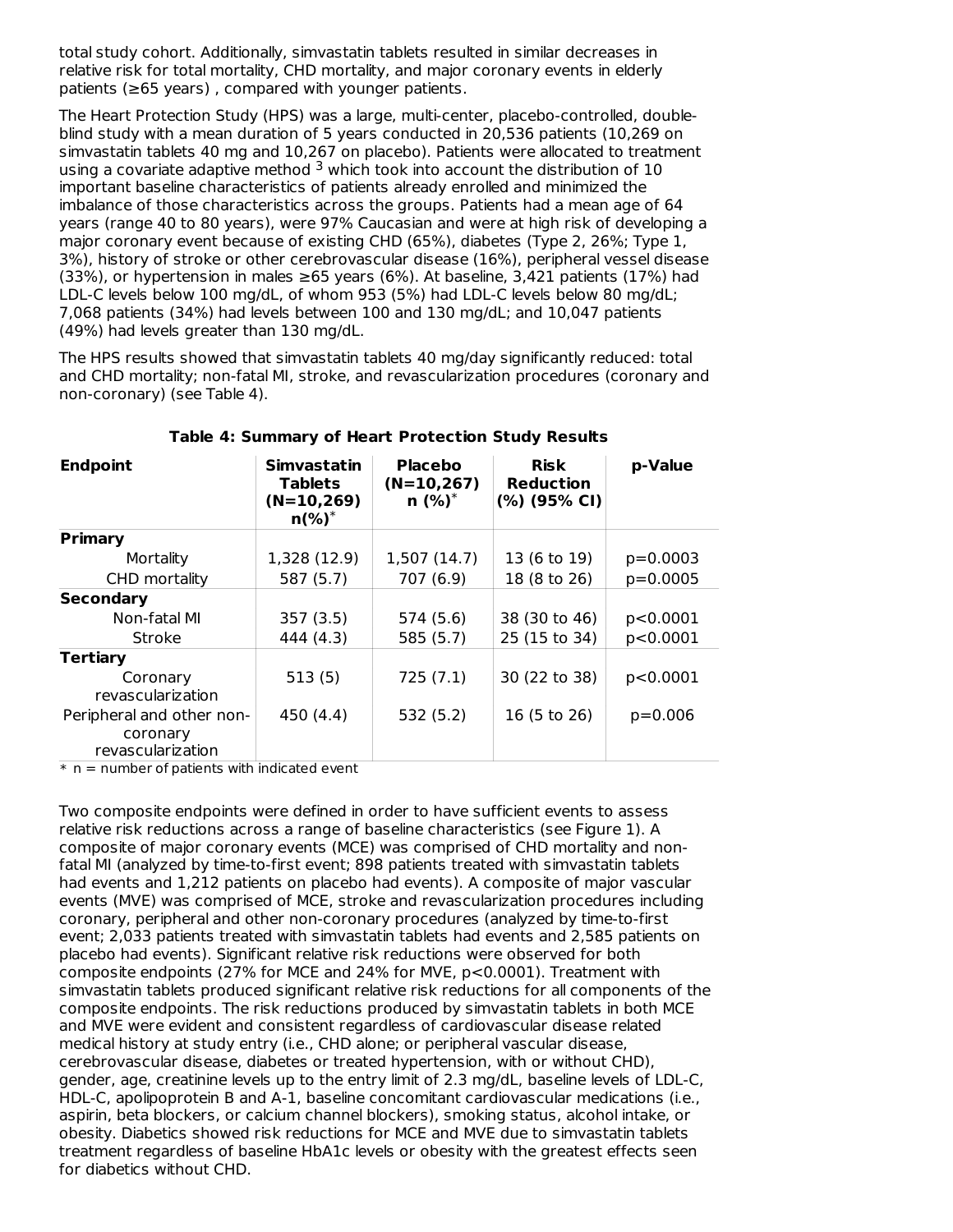total study cohort. Additionally, simvastatin tablets resulted in similar decreases in relative risk for total mortality, CHD mortality, and major coronary events in elderly patients (≥65 years) , compared with younger patients.

The Heart Protection Study (HPS) was a large, multi-center, placebo-controlled, double-blind study with a mean duration of 5 years conducted in 20,536 patients (10,269 on simvastatin tablets 40 mg and 10,267 on placebo). Patients were allocated to treatment using a covariate adaptive method [3] which took into account the distribution of 10 important baseline characteristics of patients already enrolled and minimized the imbalance of those characteristics across the groups. Patients had a mean age of 64 years (range 40 to 80 years), were 97% Caucasian and were at high risk of developing a major coronary event because of existing CHD (65%), diabetes (Type 2, 26%; Type 1, 3%), history of stroke or other cerebrovascular disease (16%), peripheral vessel disease (33%), or hypertension in males ≥65 years (6%). At baseline, 3,421 patients (17%) had LDL-C levels below 100 mg/dL, of whom 953 (5%) had LDL-C levels below 80 mg/dL; 7,068 patients (34%) had levels between 100 and 130 mg/dL; and 10,047 patients (49%) had levels greater than 130 mg/dL.

The HPS results showed that simvastatin tablets 40 mg/day significantly reduced: total and CHD mortality; non-fatal MI, stroke, and revascularization procedures (coronary and non-coronary) (see Table 4).

**Table 4: Summary of Heart Protection Study Results**

| Endpoint | Simvastatin Tablets (N=10,269) n(%)* | Placebo (N=10,267) n (%)* | Risk Reduction (%) (95% CI) | p-Value |
|---|---|---|---|---|
| **Primary** | | | | |
| Mortality | 1,328 (12.9) | 1,507 (14.7) | 13 (6 to 19) | p=0.0003 |
| CHD mortality | 587 (5.7) | 707 (6.9) | 18 (8 to 26) | p=0.0005 |
| **Secondary** | | | | |
| Non-fatal MI | 357 (3.5) | 574 (5.6) | 38 (30 to 46) | p<0.0001 |
| Stroke | 444 (4.3) | 585 (5.7) | 25 (15 to 34) | p<0.0001 |
| **Tertiary** | | | | |
| Coronary revascularization | 513 (5) | 725 (7.1) | 30 (22 to 38) | p<0.0001 |
| Peripheral and other non-coronary revascularization | 450 (4.4) | 532 (5.2) | 16 (5 to 26) | p=0.006 |

* n = number of patients with indicated event

Two composite endpoints were defined in order to have sufficient events to assess relative risk reductions across a range of baseline characteristics (see Figure 1). A composite of major coronary events (MCE) was comprised of CHD mortality and non-fatal MI (analyzed by time-to-first event; 898 patients treated with simvastatin tablets had events and 1,212 patients on placebo had events). A composite of major vascular events (MVE) was comprised of MCE, stroke and revascularization procedures including coronary, peripheral and other non-coronary procedures (analyzed by time-to-first event; 2,033 patients treated with simvastatin tablets had events and 2,585 patients on placebo had events). Significant relative risk reductions were observed for both composite endpoints (27% for MCE and 24% for MVE, p<0.0001). Treatment with simvastatin tablets produced significant relative risk reductions for all components of the composite endpoints. The risk reductions produced by simvastatin tablets in both MCE and MVE were evident and consistent regardless of cardiovascular disease related medical history at study entry (i.e., CHD alone; or peripheral vascular disease, cerebrovascular disease, diabetes or treated hypertension, with or without CHD), gender, age, creatinine levels up to the entry limit of 2.3 mg/dL, baseline levels of LDL-C, HDL-C, apolipoprotein B and A-1, baseline concomitant cardiovascular medications (i.e., aspirin, beta blockers, or calcium channel blockers), smoking status, alcohol intake, or obesity. Diabetics showed risk reductions for MCE and MVE due to simvastatin tablets treatment regardless of baseline HbA1c levels or obesity with the greatest effects seen for diabetics without CHD.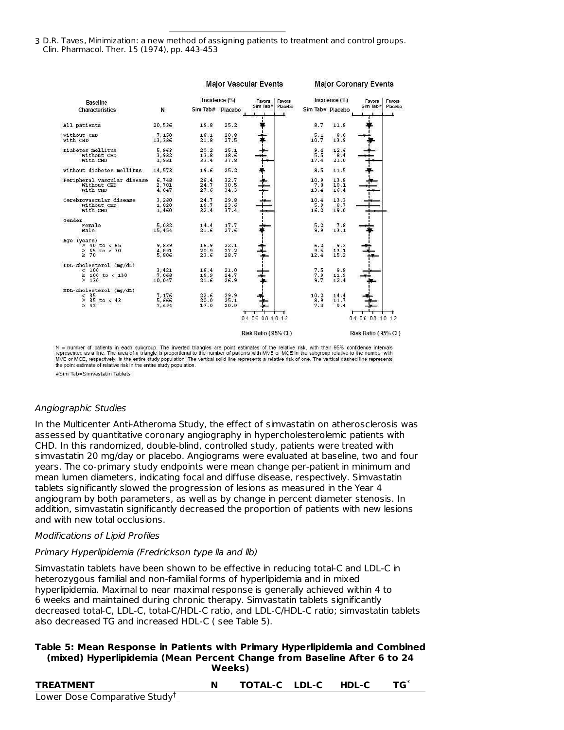3 D.R. Taves, Minimization: a new method of assigning patients to treatment and control groups. Clin. Pharmacol. Ther. 15 (1974), pp. 443-453

| Baseline Characteristics | N | Major Vascular Events Incidence (%) Sim Tab# | Placebo | Major Coronary Events Incidence (%) Sim Tab# | Placebo |
|---|---|---|---|---|---|
| All patients | 20,536 | 19.8 | 25.2 | 8.7 | 11.8 |
| Without CHD | 7,150 | 16.1 | 20.8 | 5.1 | 8.0 |
| With CHD | 13,386 | 21.8 | 27.5 | 10.7 | 13.9 |
| Diabetes mellitus | 5,963 | 20.2 | 25.1 | 9.4 | 12.6 |
| Without CHD | 3,982 | 13.8 | 18.6 | 5.5 | 8.4 |
| With CHD | 1,981 | 33.4 | 37.8 | 17.4 | 21.0 |
| Without diabetes mellitus | 14,573 | 19.6 | 25.2 | 8.5 | 11.5 |
| Peripheral vascular disease | 6,748 | 26.4 | 32.7 | 10.9 | 13.8 |
| Without CHD | 2,701 | 24.7 | 30.5 | 7.0 | 10.1 |
| With CHD | 4,047 | 27.6 | 34.3 | 13.4 | 16.4 |
| Cerebrovascular disease | 3,280 | 24.7 | 29.8 | 10.4 | 13.3 |
| Without CHD | 1,820 | 18.7 | 23.6 | 5.9 | 8.7 |
| With CHD | 1,460 | 32.4 | 37.4 | 16.2 | 19.0 |
| Gender | | | | | |
| Female | 5,082 | 14.4 | 17.7 | 5.2 | 7.8 |
| Male | 15,454 | 21.6 | 27.6 | 9.9 | 13.1 |
| Age (years) | | | | | |
| ≥ 40 to < 65 | 9,839 | 16.9 | 22.1 | 6.2 | 9.2 |
| ≥ 65 to < 70 | 4,891 | 20.9 | 27.2 | 9.5 | 13.1 |
| ≥ 70 | 5,806 | 23.6 | 28.7 | 12.4 | 15.2 |
| LDL-cholesterol (mg/dL) | | | | | |
| < 100 | 3,421 | 16.4 | 21.0 | 7.5 | 9.8 |
| ≥ 100 to < 130 | 7,068 | 18.9 | 24.7 | 7.9 | 11.9 |
| ≥ 130 | 10,047 | 21.6 | 26.9 | 9.7 | 12.4 |
| HDL-cholesterol (mg/dL) | | | | | |
| < 35 | 7,176 | 22.6 | 29.9 | 10.2 | 14.4 |
| ≥ 35 to < 43 | 5,666 | 20.0 | 25.1 | 8.9 | 11.7 |
| ≥ 43 | 7,694 | 17.0 | 20.9 | 7.3 | 9.4 |

Risk Ratio (95% CI) — Favors Sim Tab# / Favors Placebo (axis 0.4 0.6 0.8 1.0 1.2)

N = number of patients in each subgroup. The inverted triangles are point estimates of the relative risk, with their 95% confidence intervals represented as a line. The area of a triangle is proportional to the number of patients with MVE or MCE in the subgroup relative to the number with MVE or MCE, respectively, in the entire study population. The vertical solid line represents a relative risk of one. The vertical dashed line represents the point estimate of relative risk in the entire study population.

#Sim Tab=Simvastatin Tablets

*Angiographic Studies*

In the Multicenter Anti-Atheroma Study, the effect of simvastatin on atherosclerosis was assessed by quantitative coronary angiography in hypercholesterolemic patients with CHD. In this randomized, double-blind, controlled study, patients were treated with simvastatin 20 mg/day or placebo. Angiograms were evaluated at baseline, two and four years. The co-primary study endpoints were mean change per-patient in minimum and mean lumen diameters, indicating focal and diffuse disease, respectively. Simvastatin tablets significantly slowed the progression of lesions as measured in the Year 4 angiogram by both parameters, as well as by change in percent diameter stenosis. In addition, simvastatin significantly decreased the proportion of patients with new lesions and with new total occlusions.

*Modifications of Lipid Profiles*

*Primary Hyperlipidemia (Fredrickson type lla and llb)*

Simvastatin tablets have been shown to be effective in reducing total-C and LDL-C in heterozygous familial and non-familial forms of hyperlipidemia and in mixed hyperlipidemia. Maximal to near maximal response is generally achieved within 4 to 6 weeks and maintained during chronic therapy. Simvastatin tablets significantly decreased total-C, LDL-C, total-C/HDL-C ratio, and LDL-C/HDL-C ratio; simvastatin tablets also decreased TG and increased HDL-C ( see Table 5).

**Table 5: Mean Response in Patients with Primary Hyperlipidemia and Combined (mixed) Hyperlipidemia (Mean Percent Change from Baseline After 6 to 24 Weeks)**

| TREATMENT | N | TOTAL-C | LDL-C | HDL-C | TG* |
|---|---|---|---|---|---|
| Lower Dose Comparative Study† | | | | | |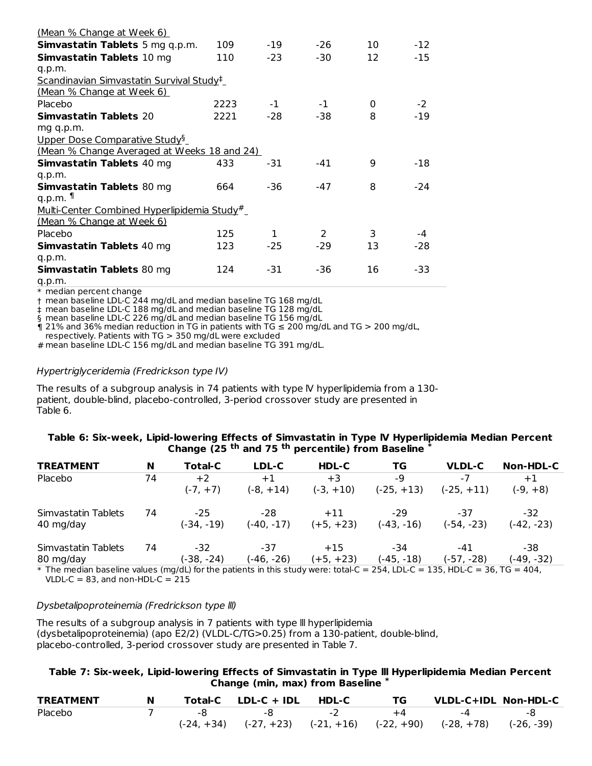| | | | | | |
|---|---|---|---|---|---|
| (Mean % Change at Week 6) | | | | | |
| **Simvastatin Tablets** 5 mg q.p.m. | 109 | -19 | -26 | 10 | -12 |
| **Simvastatin Tablets** 10 mg q.p.m. | 110 | -23 | -30 | 12 | -15 |
| Scandinavian Simvastatin Survival Study‡ | | | | | |
| (Mean % Change at Week 6) | | | | | |
| Placebo | 2223 | -1 | -1 | 0 | -2 |
| **Simvastatin Tablets** 20 mg q.p.m. | 2221 | -28 | -38 | 8 | -19 |
| Upper Dose Comparative Study§ | | | | | |
| (Mean % Change Averaged at Weeks 18 and 24) | | | | | |
| **Simvastatin Tablets** 40 mg q.p.m. | 433 | -31 | -41 | 9 | -18 |
| **Simvastatin Tablets** 80 mg q.p.m. ¶ | 664 | -36 | -47 | 8 | -24 |
| Multi-Center Combined Hyperlipidemia Study# | | | | | |
| (Mean % Change at Week 6) | | | | | |
| Placebo | 125 | 1 | 2 | 3 | -4 |
| **Simvastatin Tablets** 40 mg q.p.m. | 123 | -25 | -29 | 13 | -28 |
| **Simvastatin Tablets** 80 mg q.p.m. | 124 | -31 | -36 | 16 | -33 |

\* median percent change
† mean baseline LDL-C 244 mg/dL and median baseline TG 168 mg/dL
‡ mean baseline LDL-C 188 mg/dL and median baseline TG 128 mg/dL
§ mean baseline LDL-C 226 mg/dL and median baseline TG 156 mg/dL
¶ 21% and 36% median reduction in TG in patients with TG ≤ 200 mg/dL and TG > 200 mg/dL, respectively. Patients with TG > 350 mg/dL were excluded
\# mean baseline LDL-C 156 mg/dL and median baseline TG 391 mg/dL.

*Hypertriglyceridemia (Fredrickson type IV)*

The results of a subgroup analysis in 74 patients with type IV hyperlipidemia from a 130-patient, double-blind, placebo-controlled, 3-period crossover study are presented in Table 6.

**Table 6: Six-week, Lipid-lowering Effects of Simvastatin in Type IV Hyperlipidemia Median Percent Change (25 th and 75 th percentile) from Baseline \***

| TREATMENT | N | Total-C | LDL-C | HDL-C | TG | VLDL-C | Non-HDL-C |
|---|---|---|---|---|---|---|---|
| Placebo | 74 | +2 (-7, +7) | +1 (-8, +14) | +3 (-3, +10) | -9 (-25, +13) | -7 (-25, +11) | +1 (-9, +8) |
| Simvastatin Tablets 40 mg/day | 74 | -25 (-34, -19) | -28 (-40, -17) | +11 (+5, +23) | -29 (-43, -16) | -37 (-54, -23) | -32 (-42, -23) |
| Simvastatin Tablets 80 mg/day | 74 | -32 (-38, -24) | -37 (-46, -26) | +15 (+5, +23) | -34 (-45, -18) | -41 (-57, -28) | -38 (-49, -32) |

\* The median baseline values (mg/dL) for the patients in this study were: total-C = 254, LDL-C = 135, HDL-C = 36, TG = 404, VLDL-C = 83, and non-HDL-C = 215

*Dysbetalipoproteinemia (Fredrickson type III)*

The results of a subgroup analysis in 7 patients with type III hyperlipidemia (dysbetalipoproteinemia) (apo E2/2) (VLDL-C/TG>0.25) from a 130-patient, double-blind, placebo-controlled, 3-period crossover study are presented in Table 7.

**Table 7: Six-week, Lipid-lowering Effects of Simvastatin in Type III Hyperlipidemia Median Percent Change (min, max) from Baseline \***

| TREATMENT | N | Total-C | LDL-C + IDL | HDL-C | TG | VLDL-C+IDL | Non-HDL-C |
|---|---|---|---|---|---|---|---|
| Placebo | 7 | -8 (-24, +34) | -8 (-27, +23) | -2 (-21, +16) | +4 (-22, +90) | -4 (-28, +78) | -8 (-26, -39) |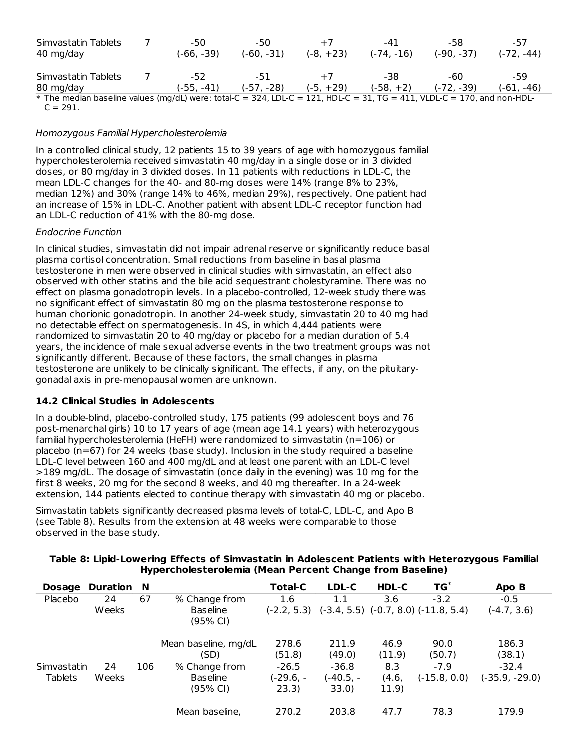| | | | | | | | |
|---|---|---|---|---|---|---|---|
| Simvastatin Tablets 40 mg/day | 7 | -50 (-66, -39) | -50 (-60, -31) | +7 (-8, +23) | -41 (-74, -16) | -58 (-90, -37) | -57 (-72, -44) |
| Simvastatin Tablets 80 mg/day | 7 | -52 (-55, -41) | -51 (-57, -28) | +7 (-5, +29) | -38 (-58, +2) | -60 (-72, -39) | -59 (-61, -46) |

* The median baseline values (mg/dL) were: total-C = 324, LDL-C = 121, HDL-C = 31, TG = 411, VLDL-C = 170, and non-HDL-C = 291.

*Homozygous Familial Hypercholesterolemia*

In a controlled clinical study, 12 patients 15 to 39 years of age with homozygous familial hypercholesterolemia received simvastatin 40 mg/day in a single dose or in 3 divided doses, or 80 mg/day in 3 divided doses. In 11 patients with reductions in LDL-C, the mean LDL-C changes for the 40- and 80-mg doses were 14% (range 8% to 23%, median 12%) and 30% (range 14% to 46%, median 29%), respectively. One patient had an increase of 15% in LDL-C. Another patient with absent LDL-C receptor function had an LDL-C reduction of 41% with the 80-mg dose.

*Endocrine Function*

In clinical studies, simvastatin did not impair adrenal reserve or significantly reduce basal plasma cortisol concentration. Small reductions from baseline in basal plasma testosterone in men were observed in clinical studies with simvastatin, an effect also observed with other statins and the bile acid sequestrant cholestyramine. There was no effect on plasma gonadotropin levels. In a placebo-controlled, 12-week study there was no significant effect of simvastatin 80 mg on the plasma testosterone response to human chorionic gonadotropin. In another 24-week study, simvastatin 20 to 40 mg had no detectable effect on spermatogenesis. In 4S, in which 4,444 patients were randomized to simvastatin 20 to 40 mg/day or placebo for a median duration of 5.4 years, the incidence of male sexual adverse events in the two treatment groups was not significantly different. Because of these factors, the small changes in plasma testosterone are unlikely to be clinically significant. The effects, if any, on the pituitary-gonadal axis in pre-menopausal women are unknown.

## 14.2 Clinical Studies in Adolescents

In a double-blind, placebo-controlled study, 175 patients (99 adolescent boys and 76 post-menarchal girls) 10 to 17 years of age (mean age 14.1 years) with heterozygous familial hypercholesterolemia (HeFH) were randomized to simvastatin (n=106) or placebo (n=67) for 24 weeks (base study). Inclusion in the study required a baseline LDL-C level between 160 and 400 mg/dL and at least one parent with an LDL-C level >189 mg/dL. The dosage of simvastatin (once daily in the evening) was 10 mg for the first 8 weeks, 20 mg for the second 8 weeks, and 40 mg thereafter. In a 24-week extension, 144 patients elected to continue therapy with simvastatin 40 mg or placebo.

Simvastatin tablets significantly decreased plasma levels of total-C, LDL-C, and Apo B (see Table 8). Results from the extension at 48 weeks were comparable to those observed in the base study.

**Table 8: Lipid-Lowering Effects of Simvastatin in Adolescent Patients with Heterozygous Familial Hypercholesterolemia (Mean Percent Change from Baseline)**

| Dosage | Duration | N | | Total-C | LDL-C | HDL-C | TG* | Apo B |
|---|---|---|---|---|---|---|---|---|
| Placebo | 24 Weeks | 67 | % Change from Baseline (95% CI) | 1.6 (-2.2, 5.3) | 1.1 (-3.4, 5.5) | 3.6 (-0.7, 8.0) | -3.2 (-11.8, 5.4) | -0.5 (-4.7, 3.6) |
| | | | Mean baseline, mg/dL (SD) | 278.6 (51.8) | 211.9 (49.0) | 46.9 (11.9) | 90.0 (50.7) | 186.3 (38.1) |
| Simvastatin Tablets | 24 Weeks | 106 | % Change from Baseline (95% CI) | -26.5 (-29.6, -23.3) | -36.8 (-40.5, -33.0) | 8.3 (4.6, 11.9) | -7.9 (-15.8, 0.0) | -32.4 (-35.9, -29.0) |
| | | | Mean baseline, | 270.2 | 203.8 | 47.7 | 78.3 | 179.9 |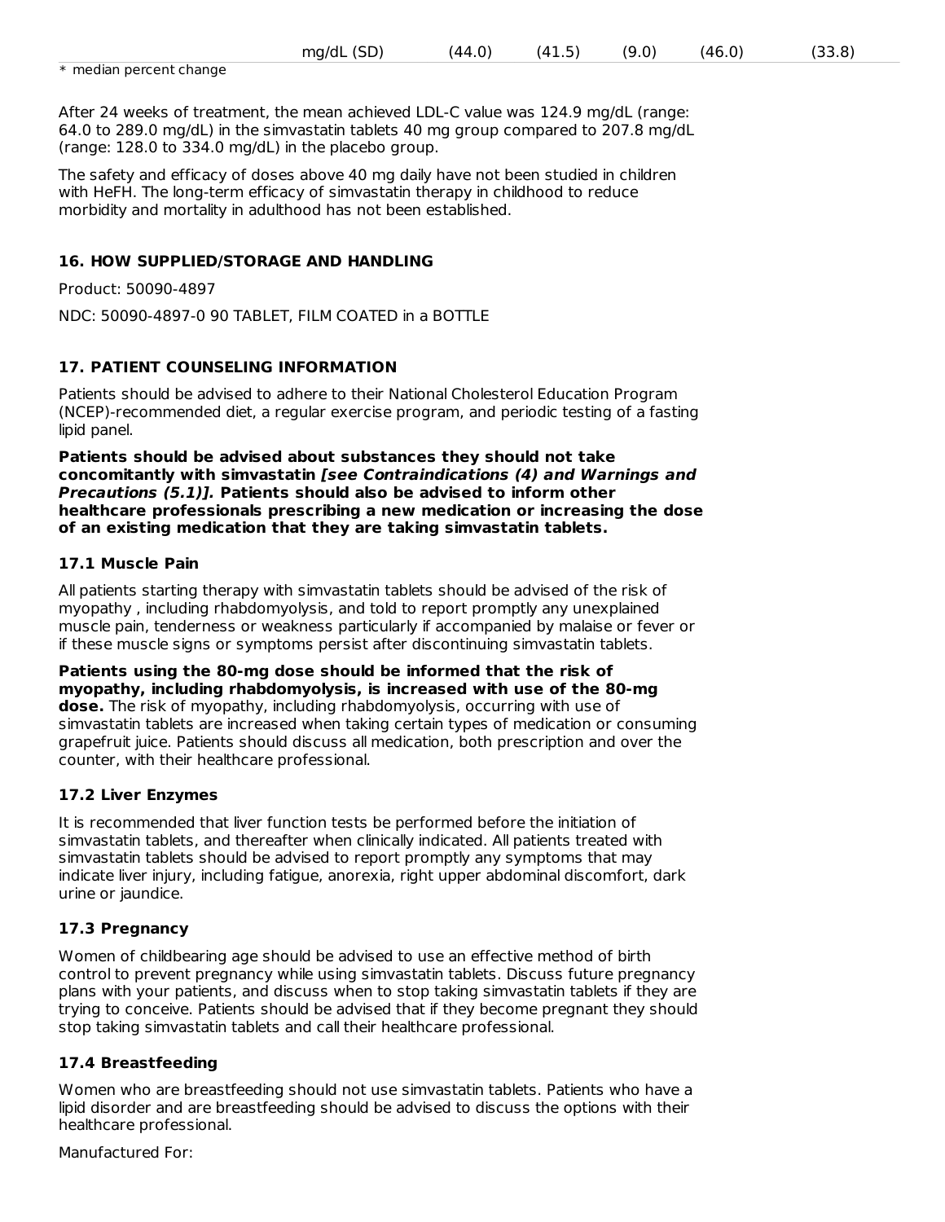| | mg/dL (SD) | (44.0) | (41.5) | (9.0) | (46.0) | (33.8) |
|---|---|---|---|---|---|---|

* median percent change

After 24 weeks of treatment, the mean achieved LDL-C value was 124.9 mg/dL (range: 64.0 to 289.0 mg/dL) in the simvastatin tablets 40 mg group compared to 207.8 mg/dL (range: 128.0 to 334.0 mg/dL) in the placebo group.

The safety and efficacy of doses above 40 mg daily have not been studied in children with HeFH. The long-term efficacy of simvastatin therapy in childhood to reduce morbidity and mortality in adulthood has not been established.

## 16. HOW SUPPLIED/STORAGE AND HANDLING

Product: 50090-4897

NDC: 50090-4897-0 90 TABLET, FILM COATED in a BOTTLE

## 17. PATIENT COUNSELING INFORMATION

Patients should be advised to adhere to their National Cholesterol Education Program (NCEP)-recommended diet, a regular exercise program, and periodic testing of a fasting lipid panel.

**Patients should be advised about substances they should not take concomitantly with simvastatin *[see Contraindications (4) and Warnings and Precautions (5.1)].* Patients should also be advised to inform other healthcare professionals prescribing a new medication or increasing the dose of an existing medication that they are taking simvastatin tablets.**

### 17.1 Muscle Pain

All patients starting therapy with simvastatin tablets should be advised of the risk of myopathy , including rhabdomyolysis, and told to report promptly any unexplained muscle pain, tenderness or weakness particularly if accompanied by malaise or fever or if these muscle signs or symptoms persist after discontinuing simvastatin tablets.

**Patients using the 80-mg dose should be informed that the risk of myopathy, including rhabdomyolysis, is increased with use of the 80-mg dose.** The risk of myopathy, including rhabdomyolysis, occurring with use of simvastatin tablets are increased when taking certain types of medication or consuming grapefruit juice. Patients should discuss all medication, both prescription and over the counter, with their healthcare professional.

### 17.2 Liver Enzymes

It is recommended that liver function tests be performed before the initiation of simvastatin tablets, and thereafter when clinically indicated. All patients treated with simvastatin tablets should be advised to report promptly any symptoms that may indicate liver injury, including fatigue, anorexia, right upper abdominal discomfort, dark urine or jaundice.

### 17.3 Pregnancy

Women of childbearing age should be advised to use an effective method of birth control to prevent pregnancy while using simvastatin tablets. Discuss future pregnancy plans with your patients, and discuss when to stop taking simvastatin tablets if they are trying to conceive. Patients should be advised that if they become pregnant they should stop taking simvastatin tablets and call their healthcare professional.

### 17.4 Breastfeeding

Women who are breastfeeding should not use simvastatin tablets. Patients who have a lipid disorder and are breastfeeding should be advised to discuss the options with their healthcare professional.

Manufactured For: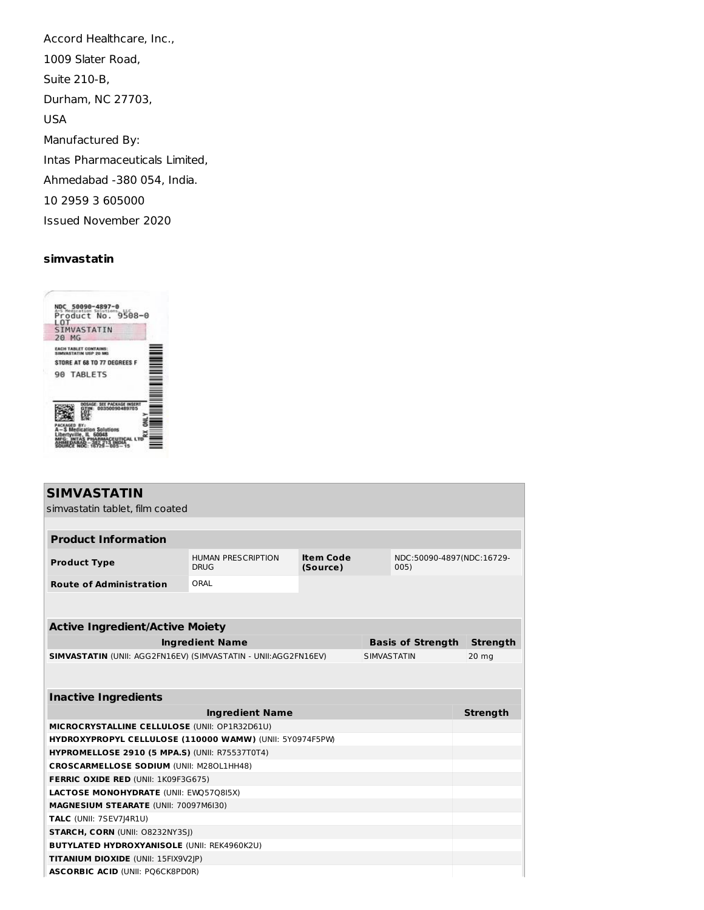Accord Healthcare, Inc.,

1009 Slater Road,

Suite 210-B,

Durham, NC 27703,

USA

Manufactured By:

Intas Pharmaceuticals Limited,

Ahmedabad -380 054, India.

10 2959 3 605000

Issued November 2020

**simvastatin**

NDC 50090-4897-0
A-S Medication Solutions, LLC
Product No. 9508-0
LOT
SIMVASTATIN
20 MG
EACH TABLET CONTAINS:
SIMVASTATIN USP 20 MG
STORE AT 68 TO 77 DEGREES F
90 TABLETS
DOSAGE: SEE PACKAGE INSERT
GTIN: 00350090489705
LOT:
EXP:
S/N:
PACKAGED BY:
A-S Medication Solutions
Libertyville, IL 60048
MFG: INTAS PHARMACEUTICAL LTD
AHMEDABAD - 382 213 INDIA
SOURCE NDC: 16729-005-15
RX ONLY

## SIMVASTATIN

simvastatin tablet, film coated

| Product Information | | | |
|---|---|---|---|
| **Product Type** | HUMAN PRESCRIPTION DRUG | **Item Code (Source)** | NDC:50090-4897(NDC:16729-005) |
| **Route of Administration** | ORAL | | |

| Active Ingredient/Active Moiety | | |
|---|---|---|
| **Ingredient Name** | **Basis of Strength** | **Strength** |
| **SIMVASTATIN** (UNII: AGG2FN16EV) (SIMVASTATIN - UNII:AGG2FN16EV) | SIMVASTATIN | 20 mg |

| Inactive Ingredients | |
|---|---|
| **Ingredient Name** | **Strength** |
| **MICROCRYSTALLINE CELLULOSE** (UNII: OP1R32D61U) | |
| **HYDROXYPROPYL CELLULOSE (110000 WAMW)** (UNII: 5Y0974F5PW) | |
| **HYPROMELLOSE 2910 (5 MPA.S)** (UNII: R75537T0T4) | |
| **CROSCARMELLOSE SODIUM** (UNII: M28OL1HH48) | |
| **FERRIC OXIDE RED** (UNII: 1K09F3G675) | |
| **LACTOSE MONOHYDRATE** (UNII: EWQ57Q8I5X) | |
| **MAGNESIUM STEARATE** (UNII: 70097M6I30) | |
| **TALC** (UNII: 7SEV7J4R1U) | |
| **STARCH, CORN** (UNII: O8232NY3SJ) | |
| **BUTYLATED HYDROXYANISOLE** (UNII: REK4960K2U) | |
| **TITANIUM DIOXIDE** (UNII: 15FIX9V2JP) | |
| **ASCORBIC ACID** (UNII: PQ6CK8PD0R) | |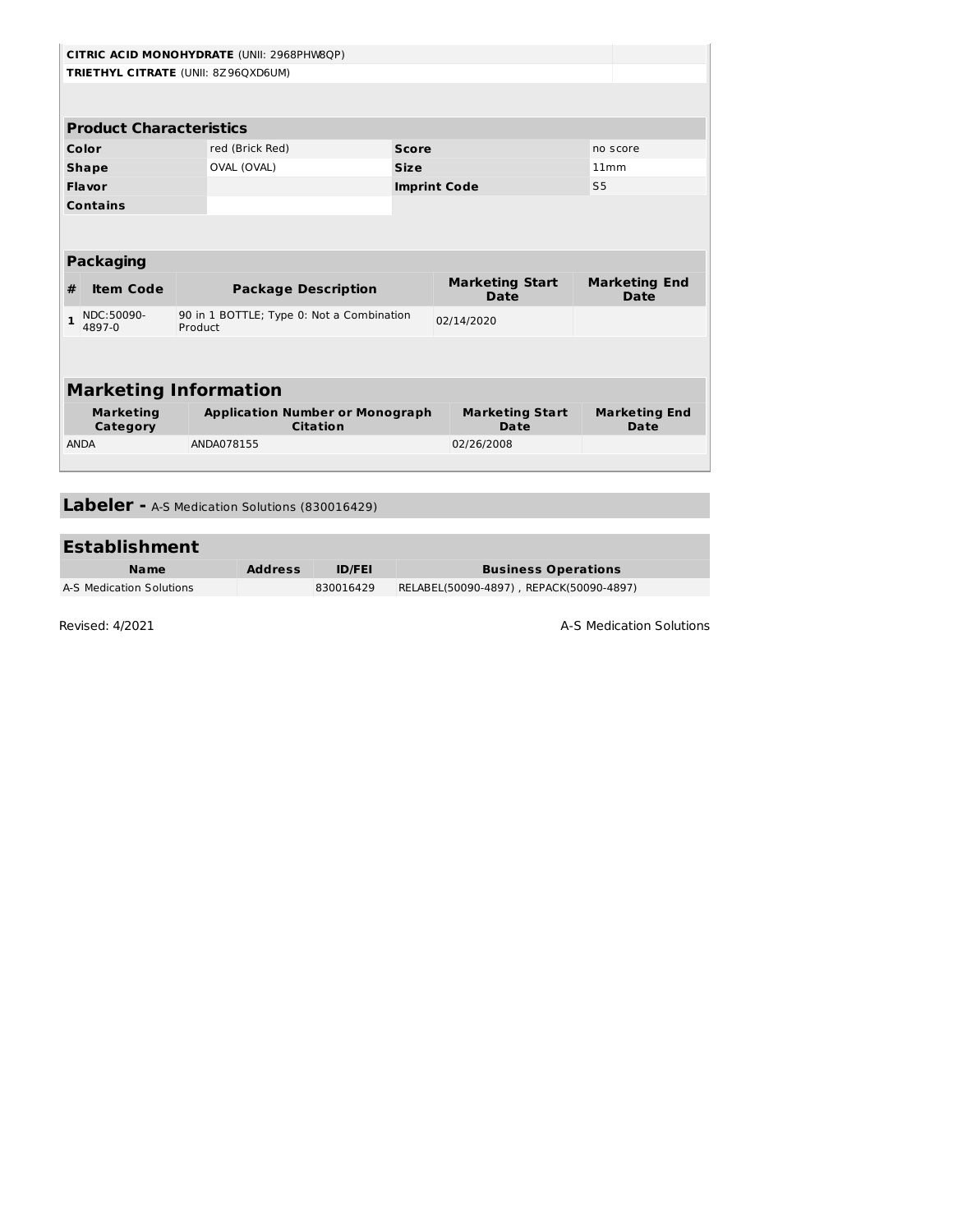| | |
|---|---|
| **CITRIC ACID MONOHYDRATE** (UNII: 2968PHW8QP) | |
| **TRIETHYL CITRATE** (UNII: 8Z96QXD6UM) | |

**Product Characteristics**

| | | | |
|---|---|---|---|
| **Color** | red (Brick Red) | **Score** | no score |
| **Shape** | OVAL (OVAL) | **Size** | 11mm |
| **Flavor** | | **Imprint Code** | S5 |
| **Contains** | | | |

**Packaging**

| # | Item Code | Package Description | Marketing Start Date | Marketing End Date |
|---|---|---|---|---|
| 1 | NDC:50090-4897-0 | 90 in 1 BOTTLE; Type 0: Not a Combination Product | 02/14/2020 | |

**Marketing Information**

| Marketing Category | Application Number or Monograph Citation | Marketing Start Date | Marketing End Date |
|---|---|---|---|
| ANDA | ANDA078155 | 02/26/2008 | |

**Labeler -** A-S Medication Solutions (830016429)

**Establishment**

| Name | Address | ID/FEI | Business Operations |
|---|---|---|---|
| A-S Medication Solutions | | 830016429 | RELABEL(50090-4897) , REPACK(50090-4897) |

Revised: 4/2021

A-S Medication Solutions